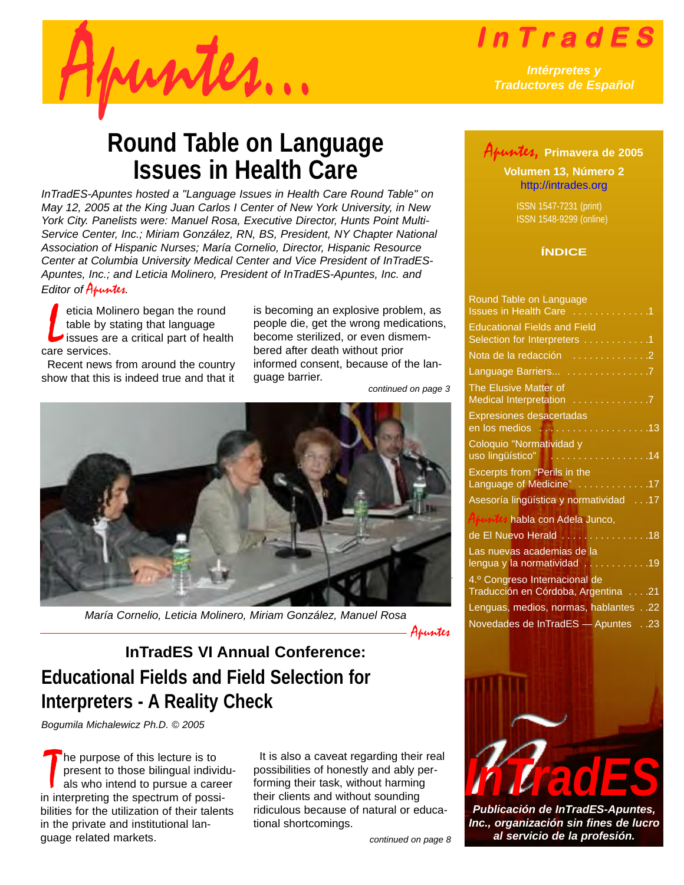# Apuntes...

**InTradES**

***Intérpretes y Traductores de Español***

# Round Table on Language Issues in Health Care

*InTradES-Apuntes hosted a "Language Issues in Health Care Round Table" on May 12, 2005 at the King Juan Carlos I Center of New York University, in New York City. Panelists were: Manuel Rosa, Executive Director, Hunts Point Multi-Service Center, Inc.; Miriam González, RN, BS, President, NY Chapter National Association of Hispanic Nurses; María Cornelio, Director, Hispanic Resource Center at Columbia University Medical Center and Vice President of InTradES-Apuntes, Inc.; and Leticia Molinero, President of InTradES-Apuntes, Inc. and Editor of Apuntes.*

Leticia Molinero began the round table by stating that language issues are a critical part of health care services.

Recent news from around the country show that this is indeed true and that it is becoming an explosive problem, as people die, get the wrong medications, become sterilized, or even dismembered after death without prior informed consent, because of the language barrier.

*continued on page 3*

*María Cornelio, Leticia Molinero, Miriam González, Manuel Rosa*

## InTradES VI Annual Conference:

# Educational Fields and Field Selection for Interpreters - A Reality Check

*Bogumila Michalewicz Ph.D. © 2005*

The purpose of this lecture is to present to those bilingual individuals who intend to pursue a career in interpreting the spectrum of possibilities for the utilization of their talents in the private and institutional language related markets.

It is also a caveat regarding their real possibilities of honestly and ably performing their task, without harming their clients and without sounding ridiculous because of natural or educational shortcomings.

*continued on page 8*

---

**Apuntes, Primavera de 2005**

**Volumen 13, Número 2**

http://intrades.org

ISSN 1547-7231 (print)
ISSN 1548-9299 (online)

### ÍNDICE

- Round Table on Language Issues in Health Care . . . . . 1
- Educational Fields and Field Selection for Interpreters . . . . . 1
- Nota de la redacción . . . . . 2
- Language Barriers... . . . . . 7
- The Elusive Matter of Medical Interpretation . . . . . 7
- Expresiones desacertadas en los medios . . . . . 13
- Coloquio "Normatividad y uso lingüístico" . . . . . 14
- Excerpts from "Perils in the Language of Medicine" . . . . . 17
- Asesoría lingüística y normatividad . . . 17
- Apuntes habla con Adela Junco, de El Nuevo Herald . . . . . 18
- Las nuevas academias de la lengua y la normatividad . . . . . 19
- 4.º Congreso Internacional de Traducción en Córdoba, Argentina . . . . 21
- Lenguas, medios, normas, hablantes . . 22
- Novedades de InTradES — Apuntes . . 23

**InTradES**

***Publicación de InTradES-Apuntes, Inc., organización sin fines de lucro al servicio de la profesión.***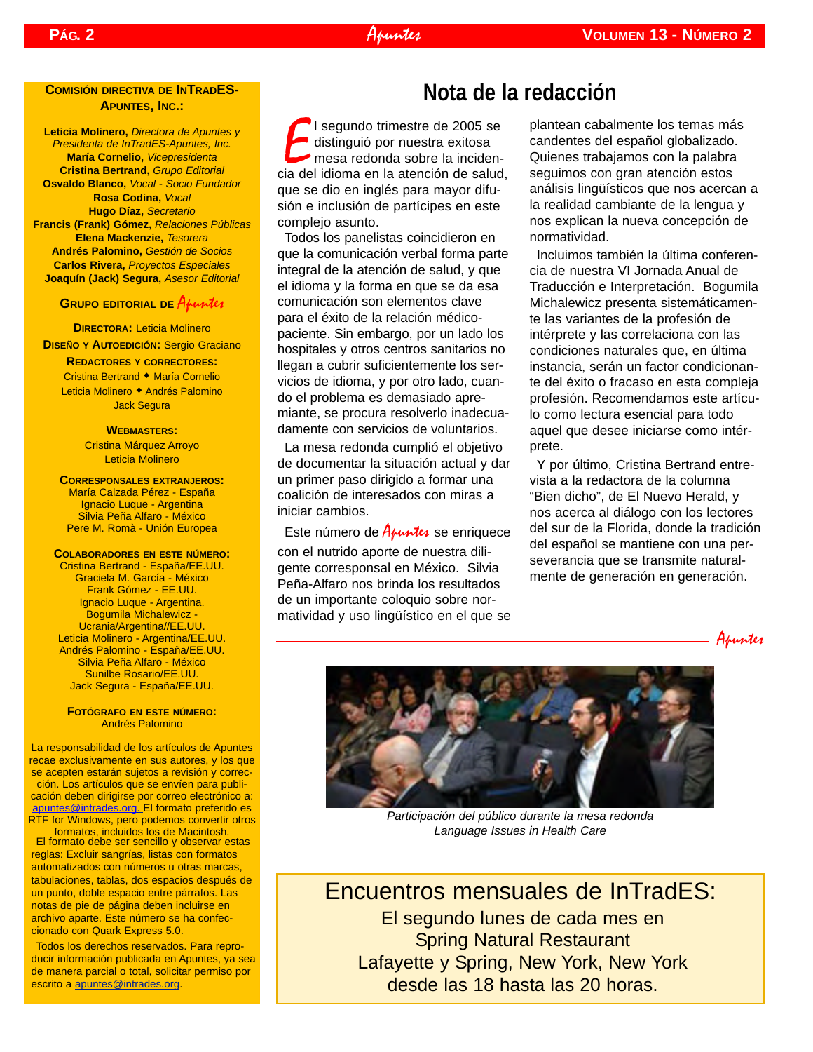### Comisión directiva de InTradES-Apuntes, Inc.:

**Leticia Molinero,** *Directora de Apuntes y Presidenta de InTradES-Apuntes, Inc.*
**María Cornelio,** *Vicepresidenta*
**Cristina Bertrand,** *Grupo Editorial*
**Osvaldo Blanco,** *Vocal - Socio Fundador*
**Rosa Codina,** *Vocal*
**Hugo Díaz,** *Secretario*
**Francis (Frank) Gómez,** *Relaciones Públicas*
**Elena Mackenzie,** *Tesorera*
**Andrés Palomino,** *Gestión de Socios*
**Carlos Rivera,** *Proyectos Especiales*
**Joaquín (Jack) Segura,** *Asesor Editorial*

### Grupo editorial de Apuntes

**Directora:** Leticia Molinero

**Diseño y Autoedición:** Sergio Graciano

**Redactores y correctores:**
Cristina Bertrand ◆ María Cornelio
Leticia Molinero ◆ Andrés Palomino
Jack Segura

**Webmasters:**
Cristina Márquez Arroyo
Leticia Molinero

**Corresponsales extranjeros:**
María Calzada Pérez - España
Ignacio Luque - Argentina
Silvia Peña Alfaro - México
Pere M. Romà - Unión Europea

**Colaboradores en este número:**
Cristina Bertrand - España/EE.UU.
Graciela M. García - México
Frank Gómez - EE.UU.
Ignacio Luque - Argentina.
Bogumila Michalewicz - Ucrania/Argentina//EE.UU.
Leticia Molinero - Argentina/EE.UU.
Andrés Palomino - España/EE.UU.
Silvia Peña Alfaro - México
Sunilbe Rosario/EE.UU.
Jack Segura - España/EE.UU.

**Fotógrafo en este número:**
Andrés Palomino

La responsabilidad de los artículos de Apuntes recae exclusivamente en sus autores, y los que se acepten estarán sujetos a revisión y corrección. Los artículos que se envíen para publicación deben dirigirse por correo electrónico a: apuntes@intrades.org. El formato preferido es RTF for Windows, pero podemos convertir otros formatos, incluidos los de Macintosh.

El formato debe ser sencillo y observar estas reglas: Excluir sangrías, listas con formatos automatizados con números u otras marcas, tabulaciones, tablas, dos espacios después de un punto, doble espacio entre párrafos. Las notas de pie de página deben incluirse en archivo aparte. Este número se ha confeccionado con Quark Express 5.0.

Todos los derechos reservados. Para reproducir información publicada en Apuntes, ya sea de manera parcial o total, solicitar permiso por escrito a apuntes@intrades.org.

# Nota de la redacción

El segundo trimestre de 2005 se distinguió por nuestra exitosa mesa redonda sobre la incidencia del idioma en la atención de salud, que se dio en inglés para mayor difusión e inclusión de partícipes en este complejo asunto.

Todos los panelistas coincidieron en que la comunicación verbal forma parte integral de la atención de salud, y que el idioma y la forma en que se da esa comunicación son elementos clave para el éxito de la relación médico-paciente. Sin embargo, por un lado los hospitales y otros centros sanitarios no llegan a cubrir suficientemente los servicios de idioma, y por otro lado, cuando el problema es demasiado apremiante, se procura resolverlo inadecuadamente con servicios de voluntarios.

La mesa redonda cumplió el objetivo de documentar la situación actual y dar un primer paso dirigido a formar una coalición de interesados con miras a iniciar cambios.

Este número de *Apuntes* se enriquece con el nutrido aporte de nuestra diligente corresponsal en México. Silvia Peña-Alfaro nos brinda los resultados de un importante coloquio sobre normatividad y uso lingüístico en el que se plantean cabalmente los temas más candentes del español globalizado. Quienes trabajamos con la palabra seguimos con gran atención estos análisis lingüísticos que nos acercan a la realidad cambiante de la lengua y nos explican la nueva concepción de normatividad.

Incluimos también la última conferencia de nuestra VI Jornada Anual de Traducción e Interpretación. Bogumila Michalewicz presenta sistemáticamente las variantes de la profesión de intérprete y las correlaciona con las condiciones naturales que, en última instancia, serán un factor condicionante del éxito o fracaso en esta compleja profesión. Recomendamos este artículo como lectura esencial para todo aquel que desee iniciarse como intérprete.

Y por último, Cristina Bertrand entrevista a la redactora de la columna "Bien dicho", de El Nuevo Herald, y nos acerca al diálogo con los lectores del sur de la Florida, donde la tradición del español se mantiene con una perseverancia que se transmite naturalmente de generación en generación.

*Apuntes*

*Participación del público durante la mesa redonda Language Issues in Health Care*

## Encuentros mensuales de InTradES:

El segundo lunes de cada mes en
Spring Natural Restaurant
Lafayette y Spring, New York, New York
desde las 18 hasta las 20 horas.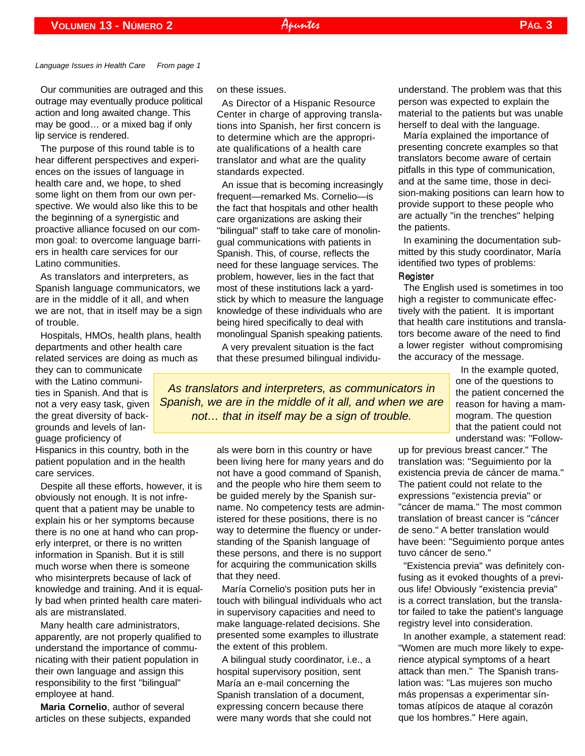*Language Issues in Health Care     From page 1*

Our communities are outraged and this outrage may eventually produce political action and long awaited change. This may be good… or a mixed bag if only lip service is rendered.

The purpose of this round table is to hear different perspectives and experiences on the issues of language in health care and, we hope, to shed some light on them from our own perspective. We would also like this to be the beginning of a synergistic and proactive alliance focused on our common goal: to overcome language barriers in health care services for our Latino communities.

As translators and interpreters, as Spanish language communicators, we are in the middle of it all, and when we are not, that in itself may be a sign of trouble.

Hospitals, HMOs, health plans, health departments and other health care related services are doing as much as they can to communicate with the Latino communities in Spanish. And that is not a very easy task, given the great diversity of backgrounds and levels of language proficiency of Hispanics in this country, both in the patient population and in the health care services.

Despite all these efforts, however, it is obviously not enough. It is not infrequent that a patient may be unable to explain his or her symptoms because there is no one at hand who can properly interpret, or there is no written information in Spanish. But it is still much worse when there is someone who misinterprets because of lack of knowledge and training. And it is equally bad when printed health care materials are mistranslated.

Many health care administrators, apparently, are not properly qualified to understand the importance of communicating with their patient population in their own language and assign this responsibility to the first "bilingual" employee at hand.

**Maria Cornelio**, author of several articles on these subjects, expanded on these issues.

As Director of a Hispanic Resource Center in charge of approving translations into Spanish, her first concern is to determine which are the appropriate qualifications of a health care translator and what are the quality standards expected.

An issue that is becoming increasingly frequent—remarked Ms. Cornelio—is the fact that hospitals and other health care organizations are asking their "bilingual" staff to take care of monolingual communications with patients in Spanish. This, of course, reflects the need for these language services. The problem, however, lies in the fact that most of these institutions lack a yardstick by which to measure the language knowledge of these individuals who are being hired specifically to deal with monolingual Spanish speaking patients.

A very prevalent situation is the fact that these presumed bilingual individuals were born in this country or have been living here for many years and do not have a good command of Spanish, and the people who hire them seem to be guided merely by the Spanish surname. No competency tests are administered for these positions, there is no way to determine the fluency or understanding of the Spanish language of these persons, and there is no support for acquiring the communication skills that they need.

> *As translators and interpreters, as communicators in Spanish, we are in the middle of it all, and when we are not… that in itself may be a sign of trouble.*

María Cornelio's position puts her in touch with bilingual individuals who act in supervisory capacities and need to make language-related decisions. She presented some examples to illustrate the extent of this problem.

A bilingual study coordinator, i.e., a hospital supervisory position, sent María an e-mail concerning the Spanish translation of a document, expressing concern because there were many words that she could not understand. The problem was that this person was expected to explain the material to the patients but was unable herself to deal with the language.

María explained the importance of presenting concrete examples so that translators become aware of certain pitfalls in this type of communication, and at the same time, those in decision-making positions can learn how to provide support to these people who are actually "in the trenches" helping the patients.

In examining the documentation submitted by this study coordinator, María identified two types of problems:

**Register**

The English used is sometimes in too high a register to communicate effectively with the patient. It is important that health care institutions and translators become aware of the need to find a lower register without compromising the accuracy of the message.

In the example quoted, one of the questions to the patient concerned the reason for having a mammogram. The question that the patient could not understand was: "Follow-up for previous breast cancer." The translation was: "Seguimiento por la existencia previa de cáncer de mama." The patient could not relate to the expressions "existencia previa" or "cáncer de mama." The most common translation of breast cancer is "cáncer de seno." A better translation would have been: "Seguimiento porque antes tuvo cáncer de seno."

"Existencia previa" was definitely confusing as it evoked thoughts of a previous life! Obviously "existencia previa" is a correct translation, but the translator failed to take the patient's language registry level into consideration.

In another example, a statement read: "Women are much more likely to experience atypical symptoms of a heart attack than men." The Spanish translation was: "Las mujeres son mucho más propensas a experimentar síntomas atípicos de ataque al corazón que los hombres." Here again,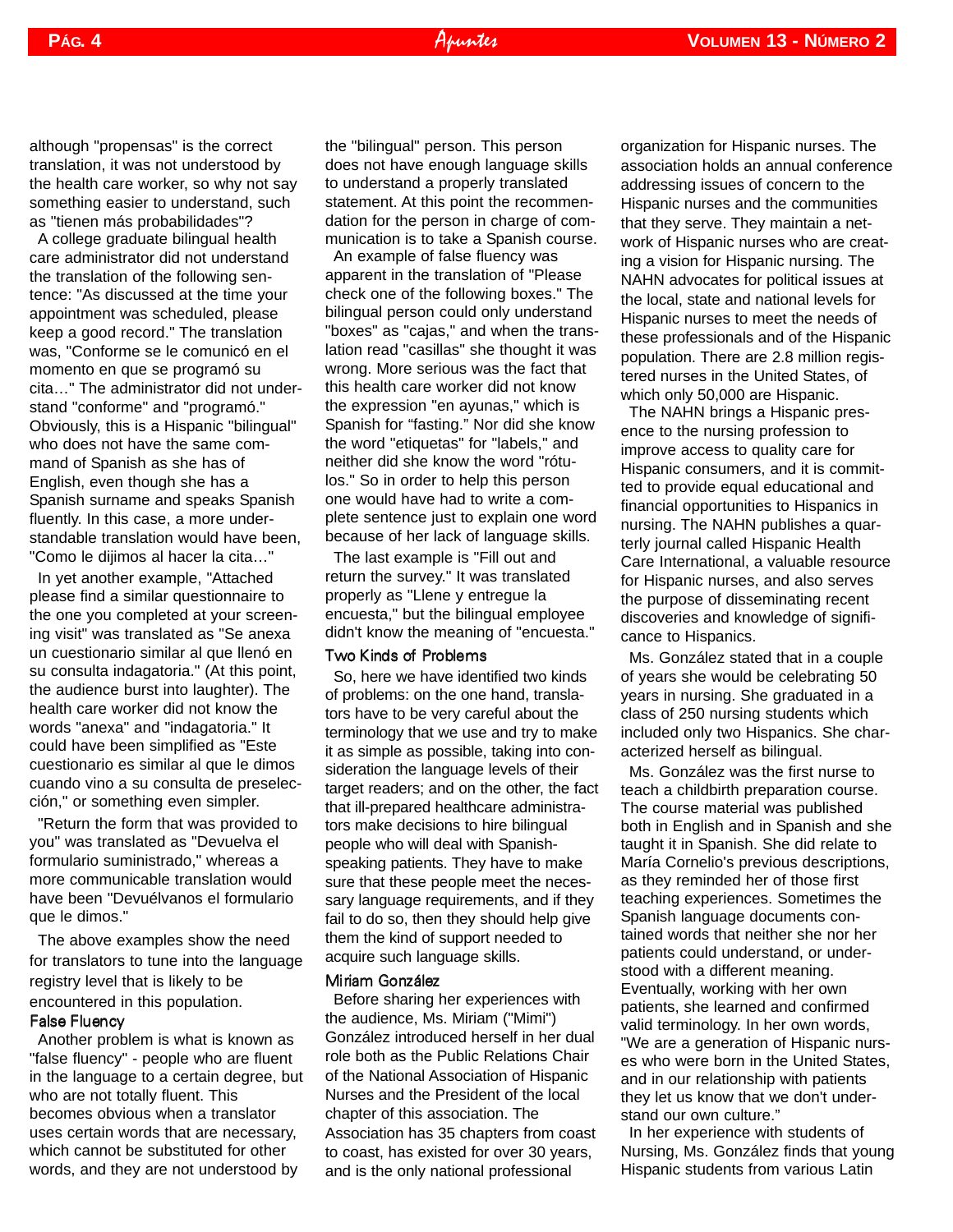although "propensas" is the correct translation, it was not understood by the health care worker, so why not say something easier to understand, such as "tienen más probabilidades"?

A college graduate bilingual health care administrator did not understand the translation of the following sentence: "As discussed at the time your appointment was scheduled, please keep a good record." The translation was, "Conforme se le comunicó en el momento en que se programó su cita…" The administrator did not understand "conforme" and "programó." Obviously, this is a Hispanic "bilingual" who does not have the same command of Spanish as she has of English, even though she has a Spanish surname and speaks Spanish fluently. In this case, a more understandable translation would have been, "Como le dijimos al hacer la cita…"

In yet another example, "Attached please find a similar questionnaire to the one you completed at your screening visit" was translated as "Se anexa un cuestionario similar al que llenó en su consulta indagatoria." (At this point, the audience burst into laughter). The health care worker did not know the words "anexa" and "indagatoria." It could have been simplified as "Este cuestionario es similar al que le dimos cuando vino a su consulta de preselección," or something even simpler.

"Return the form that was provided to you" was translated as "Devuelva el formulario suministrado," whereas a more communicable translation would have been "Devuélvanos el formulario que le dimos."

The above examples show the need for translators to tune into the language registry level that is likely to be encountered in this population.

### False Fluency

Another problem is what is known as "false fluency" - people who are fluent in the language to a certain degree, but who are not totally fluent. This becomes obvious when a translator uses certain words that are necessary, which cannot be substituted for other words, and they are not understood by the "bilingual" person. This person does not have enough language skills to understand a properly translated statement. At this point the recommendation for the person in charge of communication is to take a Spanish course.

An example of false fluency was apparent in the translation of "Please check one of the following boxes." The bilingual person could only understand "boxes" as "cajas," and when the translation read "casillas" she thought it was wrong. More serious was the fact that this health care worker did not know the expression "en ayunas," which is Spanish for "fasting." Nor did she know the word "etiquetas" for "labels," and neither did she know the word "rótulos." So in order to help this person one would have had to write a complete sentence just to explain one word because of her lack of language skills.

The last example is "Fill out and return the survey." It was translated properly as "Llene y entregue la encuesta," but the bilingual employee didn't know the meaning of "encuesta."

### Two Kinds of Problems

So, here we have identified two kinds of problems: on the one hand, translators have to be very careful about the terminology that we use and try to make it as simple as possible, taking into consideration the language levels of their target readers; and on the other, the fact that ill-prepared healthcare administrators make decisions to hire bilingual people who will deal with Spanish-speaking patients. They have to make sure that these people meet the necessary language requirements, and if they fail to do so, then they should help give them the kind of support needed to acquire such language skills.

### Miriam González

Before sharing her experiences with the audience, Ms. Miriam ("Mimi") González introduced herself in her dual role both as the Public Relations Chair of the National Association of Hispanic Nurses and the President of the local chapter of this association. The Association has 35 chapters from coast to coast, has existed for over 30 years, and is the only national professional organization for Hispanic nurses. The association holds an annual conference addressing issues of concern to the Hispanic nurses and the communities that they serve. They maintain a network of Hispanic nurses who are creating a vision for Hispanic nursing. The NAHN advocates for political issues at the local, state and national levels for Hispanic nurses to meet the needs of these professionals and of the Hispanic population. There are 2.8 million registered nurses in the United States, of which only 50,000 are Hispanic.

The NAHN brings a Hispanic presence to the nursing profession to improve access to quality care for Hispanic consumers, and it is committed to provide equal educational and financial opportunities to Hispanics in nursing. The NAHN publishes a quarterly journal called Hispanic Health Care International, a valuable resource for Hispanic nurses, and also serves the purpose of disseminating recent discoveries and knowledge of significance to Hispanics.

Ms. González stated that in a couple of years she would be celebrating 50 years in nursing. She graduated in a class of 250 nursing students which included only two Hispanics. She characterized herself as bilingual.

Ms. González was the first nurse to teach a childbirth preparation course. The course material was published both in English and in Spanish and she taught it in Spanish. She did relate to María Cornelio's previous descriptions, as they reminded her of those first teaching experiences. Sometimes the Spanish language documents contained words that neither she nor her patients could understand, or understood with a different meaning. Eventually, working with her own patients, she learned and confirmed valid terminology. In her own words, "We are a generation of Hispanic nurses who were born in the United States, and in our relationship with patients they let us know that we don't understand our own culture."

In her experience with students of Nursing, Ms. González finds that young Hispanic students from various Latin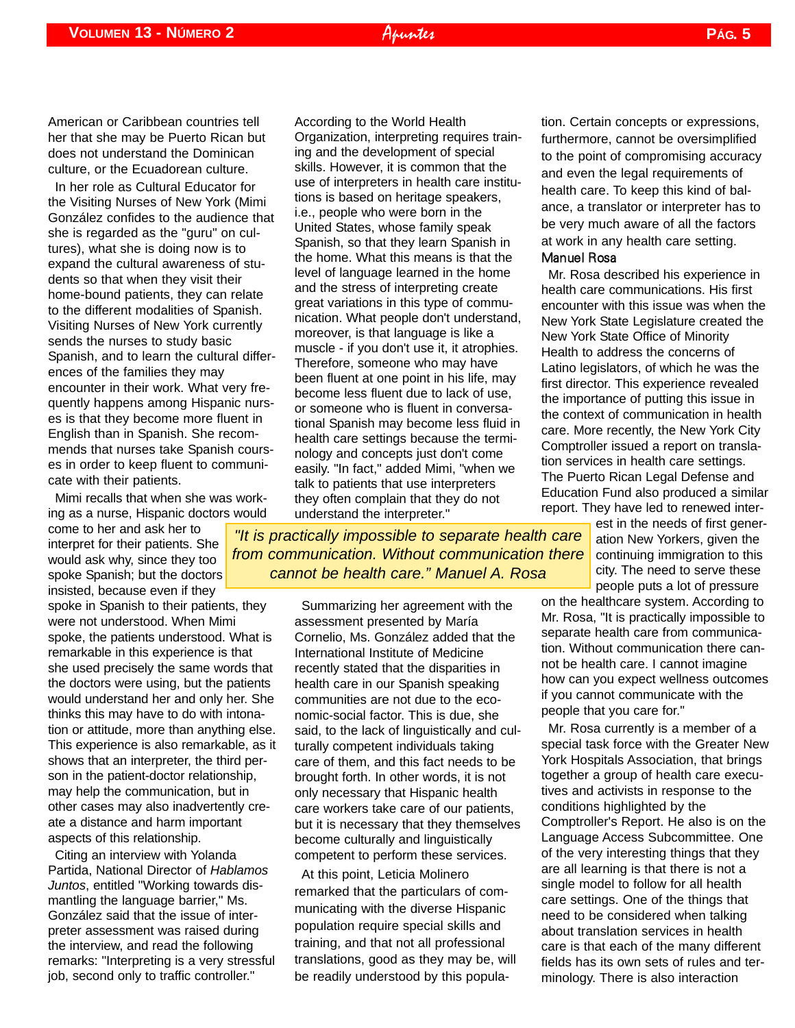American or Caribbean countries tell her that she may be Puerto Rican but does not understand the Dominican culture, or the Ecuadorean culture.

In her role as Cultural Educator for the Visiting Nurses of New York (Mimi González confides to the audience that she is regarded as the "guru" on cultures), what she is doing now is to expand the cultural awareness of students so that when they visit their home-bound patients, they can relate to the different modalities of Spanish. Visiting Nurses of New York currently sends the nurses to study basic Spanish, and to learn the cultural differences of the families they may encounter in their work. What very frequently happens among Hispanic nurses is that they become more fluent in English than in Spanish. She recommends that nurses take Spanish courses in order to keep fluent to communicate with their patients.

Mimi recalls that when she was working as a nurse, Hispanic doctors would come to her and ask her to interpret for their patients. She would ask why, since they too spoke Spanish; but the doctors insisted, because even if they spoke in Spanish to their patients, they were not understood. When Mimi spoke, the patients understood. What is remarkable in this experience is that she used precisely the same words that the doctors were using, but the patients would understand her and only her. She thinks this may have to do with intonation or attitude, more than anything else. This experience is also remarkable, as it shows that an interpreter, the third person in the patient-doctor relationship, may help the communication, but in other cases may also inadvertently create a distance and harm important aspects of this relationship.

Citing an interview with Yolanda Partida, National Director of *Hablamos Juntos*, entitled "Working towards dismantling the language barrier," Ms. González said that the issue of interpreter assessment was raised during the interview, and read the following remarks: "Interpreting is a very stressful job, second only to traffic controller." According to the World Health Organization, interpreting requires training and the development of special skills. However, it is common that the use of interpreters in health care institutions is based on heritage speakers, i.e., people who were born in the United States, whose family speak Spanish, so that they learn Spanish in the home. What this means is that the level of language learned in the home and the stress of interpreting create great variations in this type of communication. What people don't understand, moreover, is that language is like a muscle - if you don't use it, it atrophies. Therefore, someone who may have been fluent at one point in his life, may become less fluent due to lack of use, or someone who is fluent in conversational Spanish may become less fluid in health care settings because the terminology and concepts just don't come easily. "In fact," added Mimi, "when we talk to patients that use interpreters they often complain that they do not understand the interpreter."

> *"It is practically impossible to separate health care from communication. Without communication there cannot be health care." Manuel A. Rosa*

Summarizing her agreement with the assessment presented by María Cornelio, Ms. González added that the International Institute of Medicine recently stated that the disparities in health care in our Spanish speaking communities are not due to the economic-social factor. This is due, she said, to the lack of linguistically and culturally competent individuals taking care of them, and this fact needs to be brought forth. In other words, it is not only necessary that Hispanic health care workers take care of our patients, but it is necessary that they themselves become culturally and linguistically competent to perform these services.

At this point, Leticia Molinero remarked that the particulars of communicating with the diverse Hispanic population require special skills and training, and that not all professional translations, good as they may be, will be readily understood by this population. Certain concepts or expressions, furthermore, cannot be oversimplified to the point of compromising accuracy and even the legal requirements of health care. To keep this kind of balance, a translator or interpreter has to be very much aware of all the factors at work in any health care setting.

### Manuel Rosa

Mr. Rosa described his experience in health care communications. His first encounter with this issue was when the New York State Legislature created the New York State Office of Minority Health to address the concerns of Latino legislators, of which he was the first director. This experience revealed the importance of putting this issue in the context of communication in health care. More recently, the New York City Comptroller issued a report on translation services in health care settings. The Puerto Rican Legal Defense and Education Fund also produced a similar report. They have led to renewed interest in the needs of first generation New Yorkers, given the continuing immigration to this city. The need to serve these people puts a lot of pressure on the healthcare system. According to Mr. Rosa, "It is practically impossible to separate health care from communication. Without communication there cannot be health care. I cannot imagine how can you expect wellness outcomes if you cannot communicate with the people that you care for."

Mr. Rosa currently is a member of a special task force with the Greater New York Hospitals Association, that brings together a group of health care executives and activists in response to the conditions highlighted by the Comptroller's Report. He also is on the Language Access Subcommittee. One of the very interesting things that they are all learning is that there is not a single model to follow for all health care settings. One of the things that need to be considered when talking about translation services in health care is that each of the many different fields has its own sets of rules and terminology. There is also interaction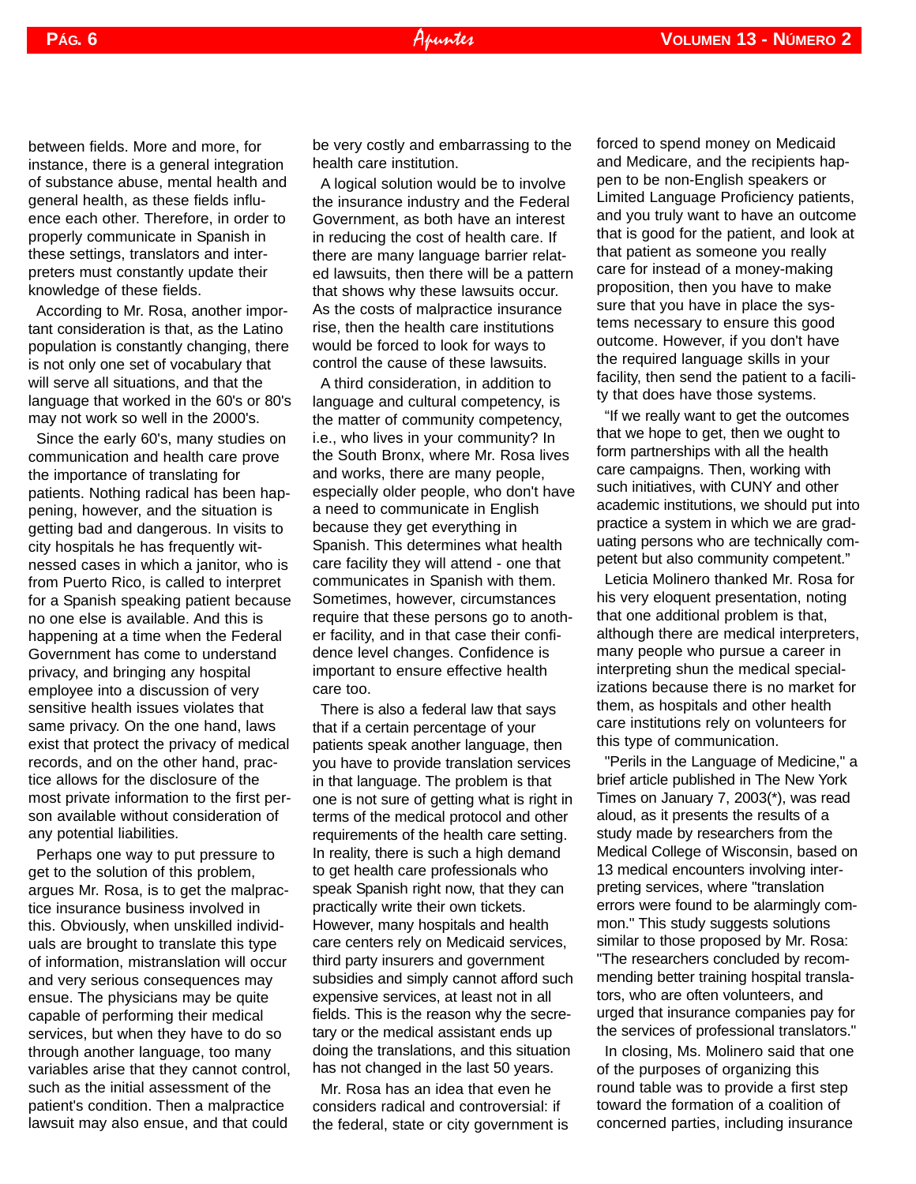between fields. More and more, for instance, there is a general integration of substance abuse, mental health and general health, as these fields influence each other. Therefore, in order to properly communicate in Spanish in these settings, translators and interpreters must constantly update their knowledge of these fields.

According to Mr. Rosa, another important consideration is that, as the Latino population is constantly changing, there is not only one set of vocabulary that will serve all situations, and that the language that worked in the 60's or 80's may not work so well in the 2000's.

Since the early 60's, many studies on communication and health care prove the importance of translating for patients. Nothing radical has been happening, however, and the situation is getting bad and dangerous. In visits to city hospitals he has frequently witnessed cases in which a janitor, who is from Puerto Rico, is called to interpret for a Spanish speaking patient because no one else is available. And this is happening at a time when the Federal Government has come to understand privacy, and bringing any hospital employee into a discussion of very sensitive health issues violates that same privacy. On the one hand, laws exist that protect the privacy of medical records, and on the other hand, practice allows for the disclosure of the most private information to the first person available without consideration of any potential liabilities.

Perhaps one way to put pressure to get to the solution of this problem, argues Mr. Rosa, is to get the malpractice insurance business involved in this. Obviously, when unskilled individuals are brought to translate this type of information, mistranslation will occur and very serious consequences may ensue. The physicians may be quite capable of performing their medical services, but when they have to do so through another language, too many variables arise that they cannot control, such as the initial assessment of the patient's condition. Then a malpractice lawsuit may also ensue, and that could be very costly and embarrassing to the health care institution.

A logical solution would be to involve the insurance industry and the Federal Government, as both have an interest in reducing the cost of health care. If there are many language barrier related lawsuits, then there will be a pattern that shows why these lawsuits occur. As the costs of malpractice insurance rise, then the health care institutions would be forced to look for ways to control the cause of these lawsuits.

A third consideration, in addition to language and cultural competency, is the matter of community competency, i.e., who lives in your community? In the South Bronx, where Mr. Rosa lives and works, there are many people, especially older people, who don't have a need to communicate in English because they get everything in Spanish. This determines what health care facility they will attend - one that communicates in Spanish with them. Sometimes, however, circumstances require that these persons go to another facility, and in that case their confidence level changes. Confidence is important to ensure effective health care too.

There is also a federal law that says that if a certain percentage of your patients speak another language, then you have to provide translation services in that language. The problem is that one is not sure of getting what is right in terms of the medical protocol and other requirements of the health care setting. In reality, there is such a high demand to get health care professionals who speak Spanish right now, that they can practically write their own tickets. However, many hospitals and health care centers rely on Medicaid services, third party insurers and government subsidies and simply cannot afford such expensive services, at least not in all fields. This is the reason why the secretary or the medical assistant ends up doing the translations, and this situation has not changed in the last 50 years.

Mr. Rosa has an idea that even he considers radical and controversial: if the federal, state or city government is forced to spend money on Medicaid and Medicare, and the recipients happen to be non-English speakers or Limited Language Proficiency patients, and you truly want to have an outcome that is good for the patient, and look at that patient as someone you really care for instead of a money-making proposition, then you have to make sure that you have in place the systems necessary to ensure this good outcome. However, if you don't have the required language skills in your facility, then send the patient to a facility that does have those systems.

"If we really want to get the outcomes that we hope to get, then we ought to form partnerships with all the health care campaigns. Then, working with such initiatives, with CUNY and other academic institutions, we should put into practice a system in which we are graduating persons who are technically competent but also community competent."

Leticia Molinero thanked Mr. Rosa for his very eloquent presentation, noting that one additional problem is that, although there are medical interpreters, many people who pursue a career in interpreting shun the medical specializations because there is no market for them, as hospitals and other health care institutions rely on volunteers for this type of communication.

"Perils in the Language of Medicine," a brief article published in The New York Times on January 7, 2003(*), was read aloud, as it presents the results of a study made by researchers from the Medical College of Wisconsin, based on 13 medical encounters involving interpreting services, where "translation errors were found to be alarmingly common." This study suggests solutions similar to those proposed by Mr. Rosa: "The researchers concluded by recommending better training hospital translators, who are often volunteers, and urged that insurance companies pay for the services of professional translators."

In closing, Ms. Molinero said that one of the purposes of organizing this round table was to provide a first step toward the formation of a coalition of concerned parties, including insurance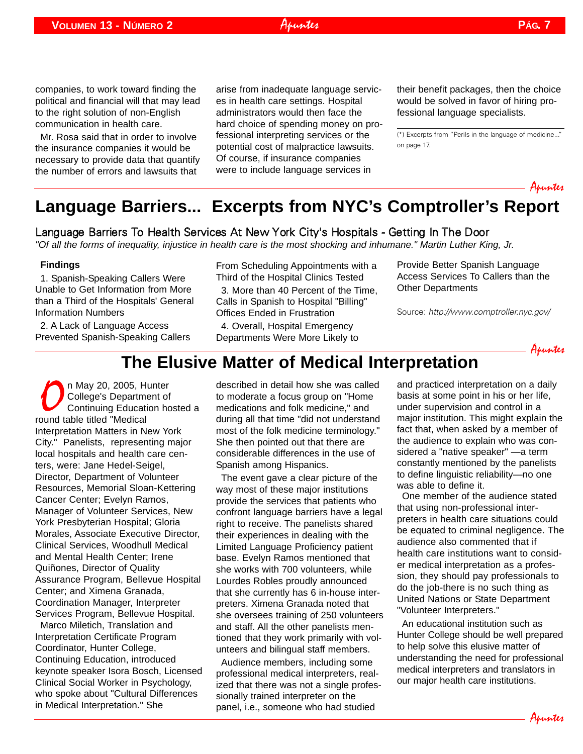companies, to work toward finding the political and financial will that may lead to the right solution of non-English communication in health care.

Mr. Rosa said that in order to involve the insurance companies it would be necessary to provide data that quantify the number of errors and lawsuits that arise from inadequate language services in health care settings. Hospital administrators would then face the hard choice of spending money on professional interpreting services or the potential cost of malpractice lawsuits. Of course, if insurance companies were to include language services in their benefit packages, then the choice would be solved in favor of hiring professional language specialists.

(*) Excerpts from "Perils in the language of medicine..." on page 17.

*Apuntes*

# Language Barriers... Excerpts from NYC's Comptroller's Report

## Language Barriers To Health Services At New York City's Hospitals - Getting In The Door

*"Of all the forms of inequality, injustice in health care is the most shocking and inhumane." Martin Luther King, Jr.*

**Findings**

1. Spanish-Speaking Callers Were Unable to Get Information from More than a Third of the Hospitals' General Information Numbers
2. A Lack of Language Access Prevented Spanish-Speaking Callers From Scheduling Appointments with a Third of the Hospital Clinics Tested
3. More than 40 Percent of the Time, Calls in Spanish to Hospital "Billing" Offices Ended in Frustration
4. Overall, Hospital Emergency Departments Were More Likely to Provide Better Spanish Language Access Services To Callers than the Other Departments

Source: *http://www.comptroller.nyc.gov/*

*Apuntes*

# The Elusive Matter of Medical Interpretation

On May 20, 2005, Hunter College's Department of Continuing Education hosted a round table titled "Medical Interpretation Matters in New York City." Panelists, representing major local hospitals and health care centers, were: Jane Hedel-Seigel, Director, Department of Volunteer Resources, Memorial Sloan-Kettering Cancer Center; Evelyn Ramos, Manager of Volunteer Services, New York Presbyterian Hospital; Gloria Morales, Associate Executive Director, Clinical Services, Woodhull Medical and Mental Health Center; Irene Quiñones, Director of Quality Assurance Program, Bellevue Hospital Center; and Ximena Granada, Coordination Manager, Interpreter Services Program, Bellevue Hospital.

Marco Miletich, Translation and Interpretation Certificate Program Coordinator, Hunter College, Continuing Education, introduced keynote speaker Isora Bosch, Licensed Clinical Social Worker in Psychology, who spoke about "Cultural Differences in Medical Interpretation." She described in detail how she was called to moderate a focus group on "Home medications and folk medicine," and during all that time "did not understand most of the folk medicine terminology." She then pointed out that there are considerable differences in the use of Spanish among Hispanics.

The event gave a clear picture of the way most of these major institutions provide the services that patients who confront language barriers have a legal right to receive. The panelists shared their experiences in dealing with the Limited Language Proficiency patient base. Evelyn Ramos mentioned that she works with 700 volunteers, while Lourdes Robles proudly announced that she currently has 6 in-house interpreters. Ximena Granada noted that she oversees training of 250 volunteers and staff. All the other panelists mentioned that they work primarily with volunteers and bilingual staff members.

Audience members, including some professional medical interpreters, realized that there was not a single professionally trained interpreter on the panel, i.e., someone who had studied and practiced interpretation on a daily basis at some point in his or her life, under supervision and control in a major institution. This might explain the fact that, when asked by a member of the audience to explain who was considered a "native speaker" —a term constantly mentioned by the panelists to define linguistic reliability—no one was able to define it.

One member of the audience stated that using non-professional interpreters in health care situations could be equated to criminal negligence. The audience also commented that if health care institutions want to consider medical interpretation as a profession, they should pay professionals to do the job-there is no such thing as United Nations or State Department "Volunteer Interpreters."

An educational institution such as Hunter College should be well prepared to help solve this elusive matter of understanding the need for professional medical interpreters and translators in our major health care institutions.

*Apuntes*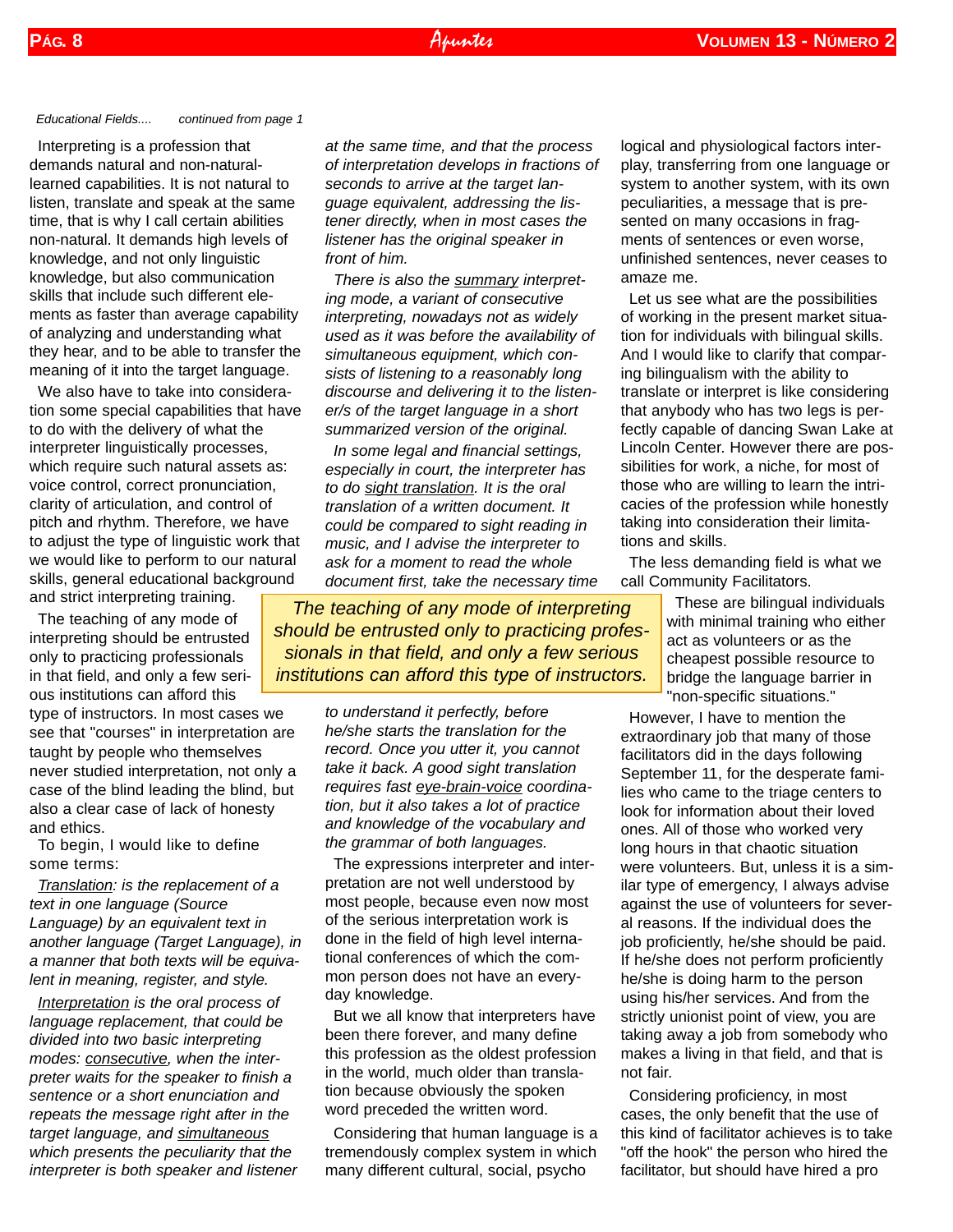*Educational Fields....        continued from page 1*

Interpreting is a profession that demands natural and non-natural-learned capabilities. It is not natural to listen, translate and speak at the same time, that is why I call certain abilities non-natural. It demands high levels of knowledge, and not only linguistic knowledge, but also communication skills that include such different elements as faster than average capability of analyzing and understanding what they hear, and to be able to transfer the meaning of it into the target language.

We also have to take into consideration some special capabilities that have to do with the delivery of what the interpreter linguistically processes, which require such natural assets as: voice control, correct pronunciation, clarity of articulation, and control of pitch and rhythm. Therefore, we have to adjust the type of linguistic work that we would like to perform to our natural skills, general educational background and strict interpreting training.

The teaching of any mode of interpreting should be entrusted only to practicing professionals in that field, and only a few serious institutions can afford this type of instructors. In most cases we see that "courses" in interpretation are taught by people who themselves never studied interpretation, not only a case of the blind leading the blind, but also a clear case of lack of honesty and ethics.

To begin, I would like to define some terms:

*Translation: is the replacement of a text in one language (Source Language) by an equivalent text in another language (Target Language), in a manner that both texts will be equivalent in meaning, register, and style.*

*Interpretation is the oral process of language replacement, that could be divided into two basic interpreting modes: consecutive, when the interpreter waits for the speaker to finish a sentence or a short enunciation and repeats the message right after in the target language, and simultaneous which presents the peculiarity that the interpreter is both speaker and listener at the same time, and that the process of interpretation develops in fractions of seconds to arrive at the target language equivalent, addressing the listener directly, when in most cases the listener has the original speaker in front of him.*

*There is also the summary interpreting mode, a variant of consecutive interpreting, nowadays not as widely used as it was before the availability of simultaneous equipment, which consists of listening to a reasonably long discourse and delivering it to the listener/s of the target language in a short summarized version of the original.*

*In some legal and financial settings, especially in court, the interpreter has to do sight translation. It is the oral translation of a written document. It could be compared to sight reading in music, and I advise the interpreter to ask for a moment to read the whole document first, take the necessary time to understand it perfectly, before he/she starts the translation for the record. Once you utter it, you cannot take it back. A good sight translation requires fast eye-brain-voice coordination, but it also takes a lot of practice and knowledge of the vocabulary and the grammar of both languages.*

> *The teaching of any mode of interpreting should be entrusted only to practicing professionals in that field, and only a few serious institutions can afford this type of instructors.*

The expressions interpreter and interpretation are not well understood by most people, because even now most of the serious interpretation work is done in the field of high level international conferences of which the common person does not have an everyday knowledge.

But we all know that interpreters have been there forever, and many define this profession as the oldest profession in the world, much older than translation because obviously the spoken word preceded the written word.

Considering that human language is a tremendously complex system in which many different cultural, social, psychological and physiological factors interplay, transferring from one language or system to another system, with its own peculiarities, a message that is presented on many occasions in fragments of sentences or even worse, unfinished sentences, never ceases to amaze me.

Let us see what are the possibilities of working in the present market situation for individuals with bilingual skills. And I would like to clarify that comparing bilingualism with the ability to translate or interpret is like considering that anybody who has two legs is perfectly capable of dancing Swan Lake at Lincoln Center. However there are possibilities for work, a niche, for most of those who are willing to learn the intricacies of the profession while honestly taking into consideration their limitations and skills.

The less demanding field is what we call Community Facilitators.

These are bilingual individuals with minimal training who either act as volunteers or as the cheapest possible resource to bridge the language barrier in "non-specific situations."

However, I have to mention the extraordinary job that many of those facilitators did in the days following September 11, for the desperate families who came to the triage centers to look for information about their loved ones. All of those who worked very long hours in that chaotic situation were volunteers. But, unless it is a similar type of emergency, I always advise against the use of volunteers for several reasons. If the individual does the job proficiently, he/she should be paid. If he/she does not perform proficiently he/she is doing harm to the person using his/her services. And from the strictly unionist point of view, you are taking away a job from somebody who makes a living in that field, and that is not fair.

Considering proficiency, in most cases, the only benefit that the use of this kind of facilitator achieves is to take "off the hook" the person who hired the facilitator, but should have hired a pro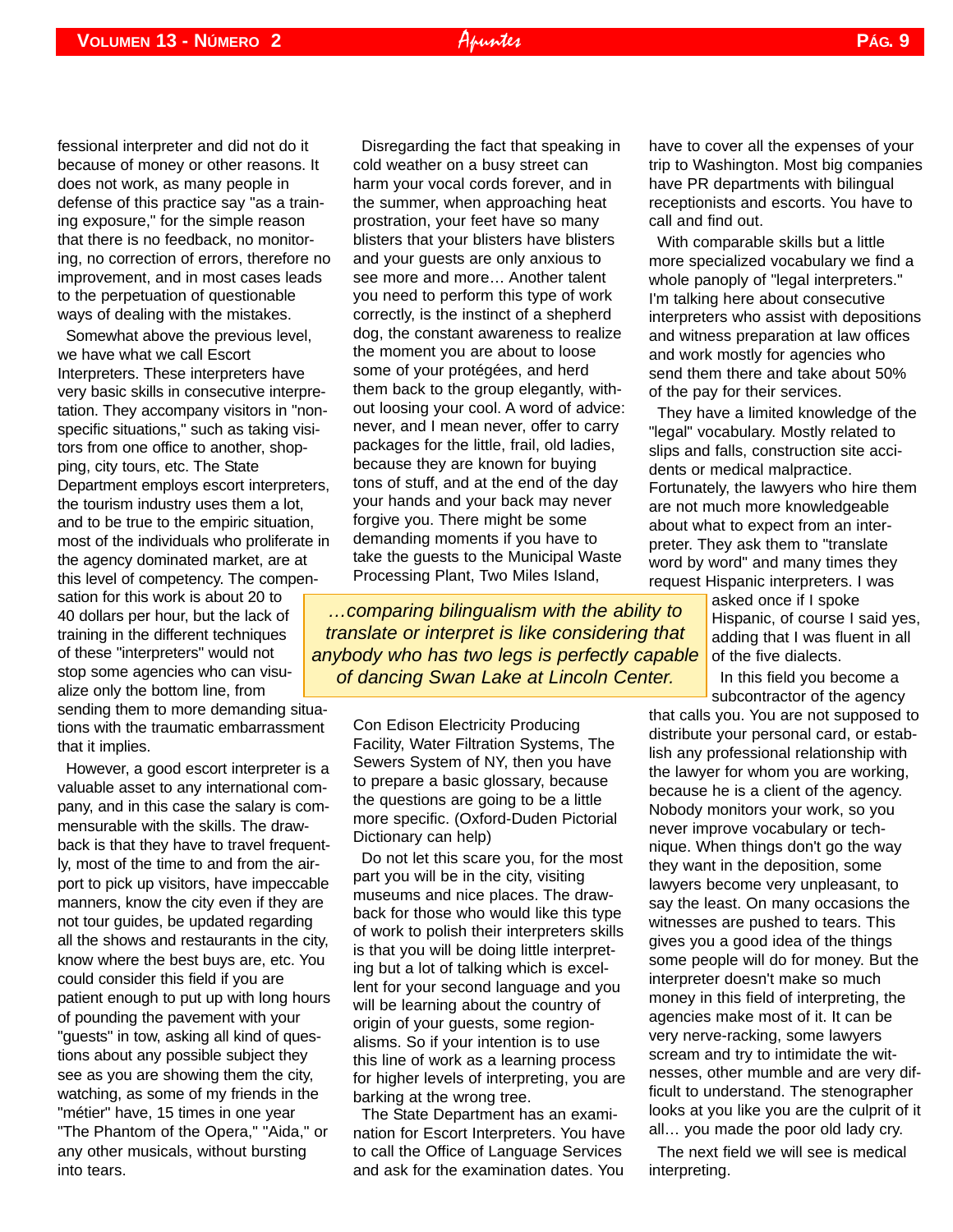fessional interpreter and did not do it because of money or other reasons. It does not work, as many people in defense of this practice say "as a training exposure," for the simple reason that there is no feedback, no monitoring, no correction of errors, therefore no improvement, and in most cases leads to the perpetuation of questionable ways of dealing with the mistakes.

Somewhat above the previous level, we have what we call Escort Interpreters. These interpreters have very basic skills in consecutive interpretation. They accompany visitors in "non-specific situations," such as taking visitors from one office to another, shopping, city tours, etc. The State Department employs escort interpreters, the tourism industry uses them a lot, and to be true to the empiric situation, most of the individuals who proliferate in the agency dominated market, are at this level of competency. The compensation for this work is about 20 to 40 dollars per hour, but the lack of training in the different techniques of these "interpreters" would not stop some agencies who can visualize only the bottom line, from sending them to more demanding situations with the traumatic embarrassment that it implies.

However, a good escort interpreter is a valuable asset to any international company, and in this case the salary is commensurable with the skills. The drawback is that they have to travel frequently, most of the time to and from the airport to pick up visitors, have impeccable manners, know the city even if they are not tour guides, be updated regarding all the shows and restaurants in the city, know where the best buys are, etc. You could consider this field if you are patient enough to put up with long hours of pounding the pavement with your "guests" in tow, asking all kind of questions about any possible subject they see as you are showing them the city, watching, as some of my friends in the "métier" have, 15 times in one year "The Phantom of the Opera," "Aida," or any other musicals, without bursting into tears.

Disregarding the fact that speaking in cold weather on a busy street can harm your vocal cords forever, and in the summer, when approaching heat prostration, your feet have so many blisters that your blisters have blisters and your guests are only anxious to see more and more… Another talent you need to perform this type of work correctly, is the instinct of a shepherd dog, the constant awareness to realize the moment you are about to loose some of your protégées, and herd them back to the group elegantly, without loosing your cool. A word of advice: never, and I mean never, offer to carry packages for the little, frail, old ladies, because they are known for buying tons of stuff, and at the end of the day your hands and your back may never forgive you. There might be some demanding moments if you have to take the guests to the Municipal Waste Processing Plant, Two Miles Island, Con Edison Electricity Producing Facility, Water Filtration Systems, The Sewers System of NY, then you have to prepare a basic glossary, because the questions are going to be a little more specific. (Oxford-Duden Pictorial Dictionary can help)

> *…comparing bilingualism with the ability to translate or interpret is like considering that anybody who has two legs is perfectly capable of dancing Swan Lake at Lincoln Center.*

Do not let this scare you, for the most part you will be in the city, visiting museums and nice places. The drawback for those who would like this type of work to polish their interpreters skills is that you will be doing little interpreting but a lot of talking which is excellent for your second language and you will be learning about the country of origin of your guests, some regionalisms. So if your intention is to use this line of work as a learning process for higher levels of interpreting, you are barking at the wrong tree.

The State Department has an examination for Escort Interpreters. You have to call the Office of Language Services and ask for the examination dates. You have to cover all the expenses of your trip to Washington. Most big companies have PR departments with bilingual receptionists and escorts. You have to call and find out.

With comparable skills but a little more specialized vocabulary we find a whole panoply of "legal interpreters." I'm talking here about consecutive interpreters who assist with depositions and witness preparation at law offices and work mostly for agencies who send them there and take about 50% of the pay for their services.

They have a limited knowledge of the "legal" vocabulary. Mostly related to slips and falls, construction site accidents or medical malpractice. Fortunately, the lawyers who hire them are not much more knowledgeable about what to expect from an interpreter. They ask them to "translate word by word" and many times they request Hispanic interpreters. I was asked once if I spoke Hispanic, of course I said yes, adding that I was fluent in all of the five dialects.

In this field you become a subcontractor of the agency that calls you. You are not supposed to distribute your personal card, or establish any professional relationship with the lawyer for whom you are working, because he is a client of the agency. Nobody monitors your work, so you never improve vocabulary or technique. When things don't go the way they want in the deposition, some lawyers become very unpleasant, to say the least. On many occasions the witnesses are pushed to tears. This gives you a good idea of the things some people will do for money. But the interpreter doesn't make so much money in this field of interpreting, the agencies make most of it. It can be very nerve-racking, some lawyers scream and try to intimidate the witnesses, other mumble and are very difficult to understand. The stenographer looks at you like you are the culprit of it all… you made the poor old lady cry.

The next field we will see is medical interpreting.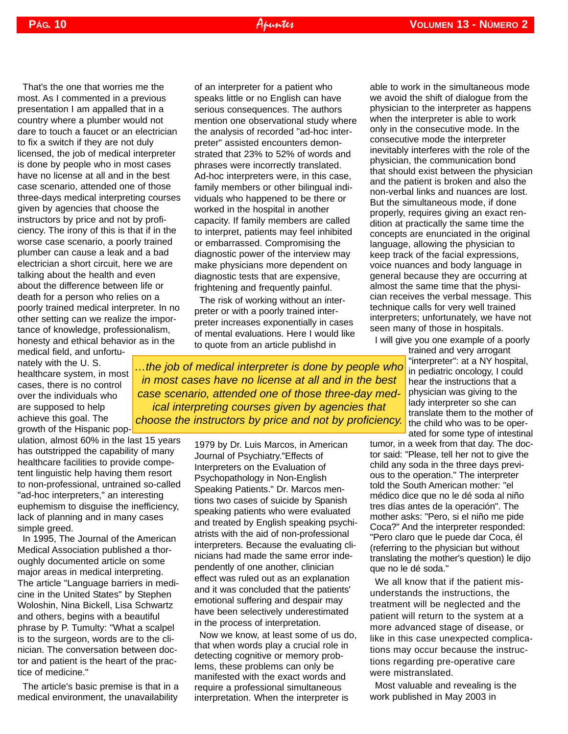That's the one that worries me the most. As I commented in a previous presentation I am appalled that in a country where a plumber would not dare to touch a faucet or an electrician to fix a switch if they are not duly licensed, the job of medical interpreter is done by people who in most cases have no license at all and in the best case scenario, attended one of those three-days medical interpreting courses given by agencies that choose the instructors by price and not by proficiency. The irony of this is that if in the worse case scenario, a poorly trained plumber can cause a leak and a bad electrician a short circuit, here we are talking about the health and even about the difference between life or death for a person who relies on a poorly trained medical interpreter. In no other setting can we realize the importance of knowledge, professionalism, honesty and ethical behavior as in the medical field, and unfortunately with the U. S. healthcare system, in most cases, there is no control over the individuals who are supposed to help achieve this goal. The growth of the Hispanic population, almost 60% in the last 15 years has outstripped the capability of many healthcare facilities to provide competent linguistic help having them resort to non-professional, untrained so-called "ad-hoc interpreters," an interesting euphemism to disguise the inefficiency, lack of planning and in many cases simple greed.

In 1995, The Journal of the American Medical Association published a thoroughly documented article on some major areas in medical interpreting. The article "Language barriers in medicine in the United States" by Stephen Woloshin, Nina Bickell, Lisa Schwartz and others, begins with a beautiful phrase by P. Tumulty: "What a scalpel is to the surgeon, words are to the clinician. The conversation between doctor and patient is the heart of the practice of medicine."

The article's basic premise is that in a medical environment, the unavailability of an interpreter for a patient who speaks little or no English can have serious consequences. The authors mention one observational study where the analysis of recorded "ad-hoc interpreter" assisted encounters demonstrated that 23% to 52% of words and phrases were incorrectly translated. Ad-hoc interpreters were, in this case, family members or other bilingual individuals who happened to be there or worked in the hospital in another capacity. If family members are called to interpret, patients may feel inhibited or embarrassed. Compromising the diagnostic power of the interview may make physicians more dependent on diagnostic tests that are expensive, frightening and frequently painful.

The risk of working without an interpreter or with a poorly trained interpreter increases exponentially in cases of mental evaluations. Here I would like to quote from an article publishd in 1979 by Dr. Luis Marcos, in American Journal of Psychiatry."Effects of Interpreters on the Evaluation of Psychopathology in Non-English Speaking Patients." Dr. Marcos mentions two cases of suicide by Spanish speaking patients who were evaluated and treated by English speaking psychiatrists with the aid of non-professional interpreters. Because the evaluating clinicians had made the same error independently of one another, clinician effect was ruled out as an explanation and it was concluded that the patients' emotional suffering and despair may have been selectively underestimated in the process of interpretation.

> *...the job of medical interpreter is done by people who in most cases have no license at all and in the best case scenario, attended one of those three-day medical interpreting courses given by agencies that choose the instructors by price and not by proficiency.*

Now we know, at least some of us do, that when words play a crucial role in detecting cognitive or memory problems, these problems can only be manifested with the exact words and require a professional simultaneous interpretation. When the interpreter is able to work in the simultaneous mode we avoid the shift of dialogue from the physician to the interpreter as happens when the interpreter is able to work only in the consecutive mode. In the consecutive mode the interpreter inevitably interferes with the role of the physician, the communication bond that should exist between the physician and the patient is broken and also the non-verbal links and nuances are lost. But the simultaneous mode, if done properly, requires giving an exact rendition at practically the same time the concepts are enunciated in the original language, allowing the physician to keep track of the facial expressions, voice nuances and body language in general because they are occurring at almost the same time that the physician receives the verbal message. This technique calls for very well trained interpreters; unfortunately, we have not seen many of those in hospitals.

I will give you one example of a poorly trained and very arrogant "interpreter": at a NY hospital, in pediatric oncology, I could hear the instructions that a physician was giving to the lady interpreter so she can translate them to the mother of the child who was to be operated for some type of intestinal tumor, in a week from that day. The doctor said: "Please, tell her not to give the child any soda in the three days previous to the operation." The interpreter told the South American mother: "el médico dice que no le dé soda al niño tres días antes de la operación". The mother asks: "Pero, si el niño me pide Coca?" And the interpreter responded: "Pero claro que le puede dar Coca, él (referring to the physician but without translating the mother's question) le dijo que no le dé soda."

We all know that if the patient misunderstands the instructions, the treatment will be neglected and the patient will return to the system at a more advanced stage of disease, or like in this case unexpected complications may occur because the instructions regarding pre-operative care were mistranslated.

Most valuable and revealing is the work published in May 2003 in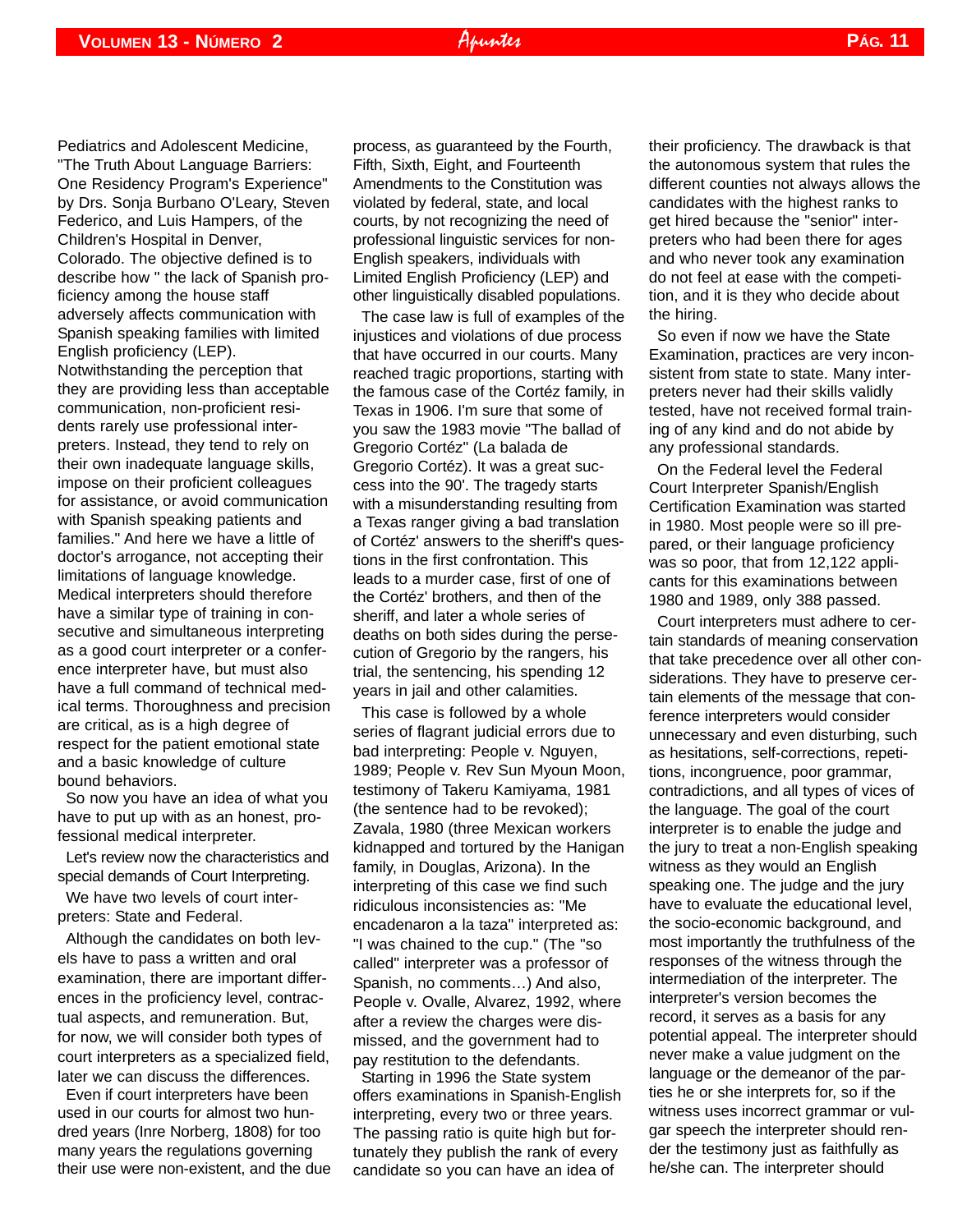Pediatrics and Adolescent Medicine, "The Truth About Language Barriers: One Residency Program's Experience" by Drs. Sonja Burbano O'Leary, Steven Federico, and Luis Hampers, of the Children's Hospital in Denver, Colorado. The objective defined is to describe how " the lack of Spanish proficiency among the house staff adversely affects communication with Spanish speaking families with limited English proficiency (LEP). Notwithstanding the perception that they are providing less than acceptable communication, non-proficient residents rarely use professional interpreters. Instead, they tend to rely on their own inadequate language skills, impose on their proficient colleagues for assistance, or avoid communication with Spanish speaking patients and families." And here we have a little of doctor's arrogance, not accepting their limitations of language knowledge. Medical interpreters should therefore have a similar type of training in consecutive and simultaneous interpreting as a good court interpreter or a conference interpreter have, but must also have a full command of technical medical terms. Thoroughness and precision are critical, as is a high degree of respect for the patient emotional state and a basic knowledge of culture bound behaviors.

So now you have an idea of what you have to put up with as an honest, professional medical interpreter.

Let's review now the characteristics and special demands of Court Interpreting.

We have two levels of court interpreters: State and Federal.

Although the candidates on both levels have to pass a written and oral examination, there are important differences in the proficiency level, contractual aspects, and remuneration. But, for now, we will consider both types of court interpreters as a specialized field, later we can discuss the differences.

Even if court interpreters have been used in our courts for almost two hundred years (Inre Norberg, 1808) for too many years the regulations governing their use were non-existent, and the due process, as guaranteed by the Fourth, Fifth, Sixth, Eight, and Fourteenth Amendments to the Constitution was violated by federal, state, and local courts, by not recognizing the need of professional linguistic services for non-English speakers, individuals with Limited English Proficiency (LEP) and other linguistically disabled populations.

The case law is full of examples of the injustices and violations of due process that have occurred in our courts. Many reached tragic proportions, starting with the famous case of the Cortéz family, in Texas in 1906. I'm sure that some of you saw the 1983 movie "The ballad of Gregorio Cortéz" (La balada de Gregorio Cortéz). It was a great success into the 90'. The tragedy starts with a misunderstanding resulting from a Texas ranger giving a bad translation of Cortéz' answers to the sheriff's questions in the first confrontation. This leads to a murder case, first of one of the Cortéz' brothers, and then of the sheriff, and later a whole series of deaths on both sides during the persecution of Gregorio by the rangers, his trial, the sentencing, his spending 12 years in jail and other calamities.

This case is followed by a whole series of flagrant judicial errors due to bad interpreting: People v. Nguyen, 1989; People v. Rev Sun Myoun Moon, testimony of Takeru Kamiyama, 1981 (the sentence had to be revoked); Zavala, 1980 (three Mexican workers kidnapped and tortured by the Hanigan family, in Douglas, Arizona). In the interpreting of this case we find such ridiculous inconsistencies as: "Me encadenaron a la taza" interpreted as: "I was chained to the cup." (The "so called" interpreter was a professor of Spanish, no comments…) And also, People v. Ovalle, Alvarez, 1992, where after a review the charges were dismissed, and the government had to pay restitution to the defendants.

Starting in 1996 the State system offers examinations in Spanish-English interpreting, every two or three years. The passing ratio is quite high but fortunately they publish the rank of every candidate so you can have an idea of their proficiency. The drawback is that the autonomous system that rules the different counties not always allows the candidates with the highest ranks to get hired because the "senior" interpreters who had been there for ages and who never took any examination do not feel at ease with the competition, and it is they who decide about the hiring.

So even if now we have the State Examination, practices are very inconsistent from state to state. Many interpreters never had their skills validly tested, have not received formal training of any kind and do not abide by any professional standards.

On the Federal level the Federal Court Interpreter Spanish/English Certification Examination was started in 1980. Most people were so ill prepared, or their language proficiency was so poor, that from 12,122 applicants for this examinations between 1980 and 1989, only 388 passed.

Court interpreters must adhere to certain standards of meaning conservation that take precedence over all other considerations. They have to preserve certain elements of the message that conference interpreters would consider unnecessary and even disturbing, such as hesitations, self-corrections, repetitions, incongruence, poor grammar, contradictions, and all types of vices of the language. The goal of the court interpreter is to enable the judge and the jury to treat a non-English speaking witness as they would an English speaking one. The judge and the jury have to evaluate the educational level, the socio-economic background, and most importantly the truthfulness of the responses of the witness through the intermediation of the interpreter. The interpreter's version becomes the record, it serves as a basis for any potential appeal. The interpreter should never make a value judgment on the language or the demeanor of the parties he or she interprets for, so if the witness uses incorrect grammar or vulgar speech the interpreter should render the testimony just as faithfully as he/she can. The interpreter should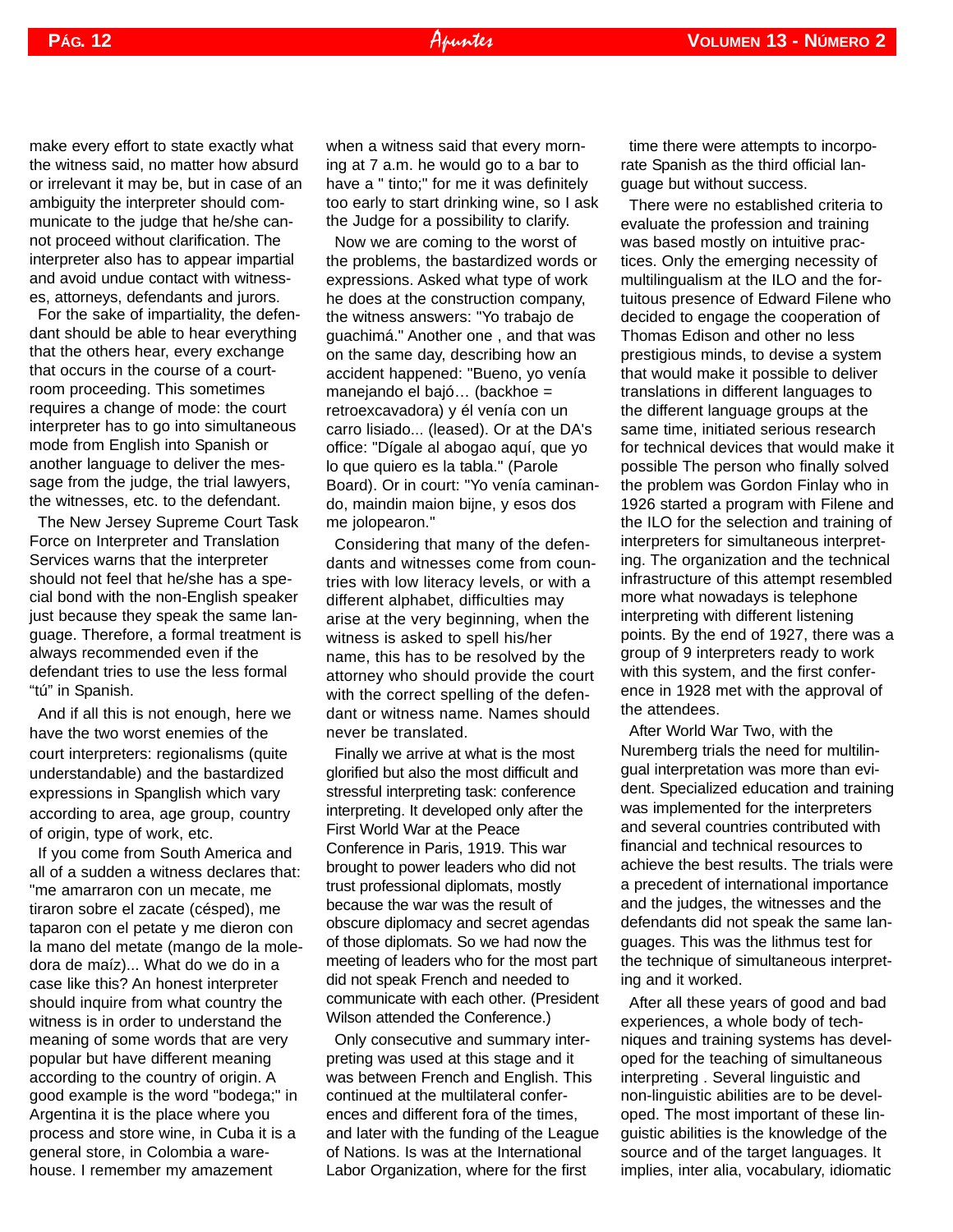make every effort to state exactly what the witness said, no matter how absurd or irrelevant it may be, but in case of an ambiguity the interpreter should communicate to the judge that he/she cannot proceed without clarification. The interpreter also has to appear impartial and avoid undue contact with witnesses, attorneys, defendants and jurors.

For the sake of impartiality, the defendant should be able to hear everything that the others hear, every exchange that occurs in the course of a courtroom proceeding. This sometimes requires a change of mode: the court interpreter has to go into simultaneous mode from English into Spanish or another language to deliver the message from the judge, the trial lawyers, the witnesses, etc. to the defendant.

The New Jersey Supreme Court Task Force on Interpreter and Translation Services warns that the interpreter should not feel that he/she has a special bond with the non-English speaker just because they speak the same language. Therefore, a formal treatment is always recommended even if the defendant tries to use the less formal "tú" in Spanish.

And if all this is not enough, here we have the two worst enemies of the court interpreters: regionalisms (quite understandable) and the bastardized expressions in Spanglish which vary according to area, age group, country of origin, type of work, etc.

If you come from South America and all of a sudden a witness declares that: "me amarraron con un mecate, me tiraron sobre el zacate (césped), me taparon con el petate y me dieron con la mano del metate (mango de la moledora de maíz)... What do we do in a case like this? An honest interpreter should inquire from what country the witness is in order to understand the meaning of some words that are very popular but have different meaning according to the country of origin. A good example is the word "bodega;" in Argentina it is the place where you process and store wine, in Cuba it is a general store, in Colombia a warehouse. I remember my amazement when a witness said that every morning at 7 a.m. he would go to a bar to have a " tinto;" for me it was definitely too early to start drinking wine, so I ask the Judge for a possibility to clarify.

Now we are coming to the worst of the problems, the bastardized words or expressions. Asked what type of work he does at the construction company, the witness answers: "Yo trabajo de guachimá." Another one , and that was on the same day, describing how an accident happened: "Bueno, yo venía manejando el bajó… (backhoe = retroexcavadora) y él venía con un carro lisiado... (leased). Or at the DA's office: "Dígale al abogao aquí, que yo lo que quiero es la tabla." (Parole Board). Or in court: "Yo venía caminando, maindin maion bijne, y esos dos me jolopearon."

Considering that many of the defendants and witnesses come from countries with low literacy levels, or with a different alphabet, difficulties may arise at the very beginning, when the witness is asked to spell his/her name, this has to be resolved by the attorney who should provide the court with the correct spelling of the defendant or witness name. Names should never be translated.

Finally we arrive at what is the most glorified but also the most difficult and stressful interpreting task: conference interpreting. It developed only after the First World War at the Peace Conference in Paris, 1919. This war brought to power leaders who did not trust professional diplomats, mostly because the war was the result of obscure diplomacy and secret agendas of those diplomats. So we had now the meeting of leaders who for the most part did not speak French and needed to communicate with each other. (President Wilson attended the Conference.)

Only consecutive and summary interpreting was used at this stage and it was between French and English. This continued at the multilateral conferences and different fora of the times, and later with the funding of the League of Nations. Is was at the International Labor Organization, where for the first time there were attempts to incorporate Spanish as the third official language but without success.

There were no established criteria to evaluate the profession and training was based mostly on intuitive practices. Only the emerging necessity of multilingualism at the ILO and the fortuitous presence of Edward Filene who decided to engage the cooperation of Thomas Edison and other no less prestigious minds, to devise a system that would make it possible to deliver translations in different languages to the different language groups at the same time, initiated serious research for technical devices that would make it possible The person who finally solved the problem was Gordon Finlay who in 1926 started a program with Filene and the ILO for the selection and training of interpreters for simultaneous interpreting. The organization and the technical infrastructure of this attempt resembled more what nowadays is telephone interpreting with different listening points. By the end of 1927, there was a group of 9 interpreters ready to work with this system, and the first conference in 1928 met with the approval of the attendees.

After World War Two, with the Nuremberg trials the need for multilingual interpretation was more than evident. Specialized education and training was implemented for the interpreters and several countries contributed with financial and technical resources to achieve the best results. The trials were a precedent of international importance and the judges, the witnesses and the defendants did not speak the same languages. This was the lithmus test for the technique of simultaneous interpreting and it worked.

After all these years of good and bad experiences, a whole body of techniques and training systems has developed for the teaching of simultaneous interpreting . Several linguistic and non-linguistic abilities are to be developed. The most important of these linguistic abilities is the knowledge of the source and of the target languages. It implies, inter alia, vocabulary, idiomatic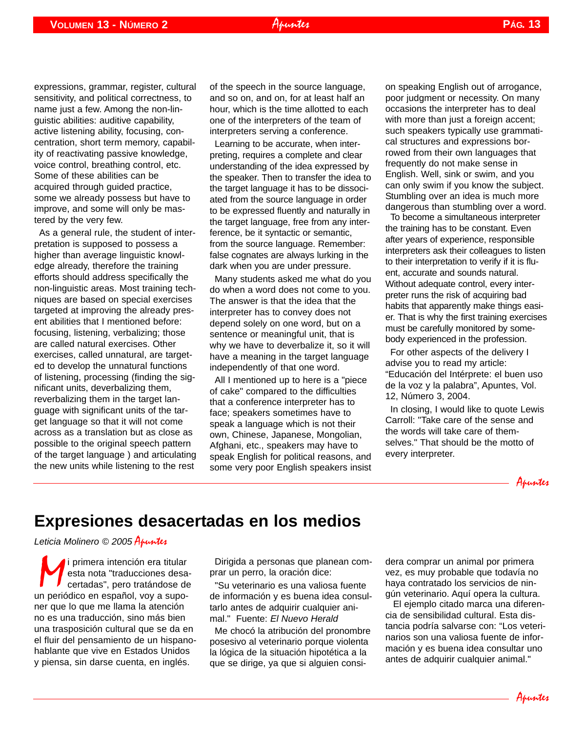expressions, grammar, register, cultural sensitivity, and political correctness, to name just a few. Among the non-linguistic abilities: auditive capability, active listening ability, focusing, concentration, short term memory, capability of reactivating passive knowledge, voice control, breathing control, etc. Some of these abilities can be acquired through guided practice, some we already possess but have to improve, and some will only be mastered by the very few.

As a general rule, the student of interpretation is supposed to possess a higher than average linguistic knowledge already, therefore the training efforts should address specifically the non-linguistic areas. Most training techniques are based on special exercises targeted at improving the already present abilities that I mentioned before: focusing, listening, verbalizing; those are called natural exercises. Other exercises, called unnatural, are targeted to develop the unnatural functions of listening, processing (finding the significant units, deverbalizing them, reverbalizing them in the target language with significant units of the target language so that it will not come across as a translation but as close as possible to the original speech pattern of the target language ) and articulating the new units while listening to the rest of the speech in the source language, and so on, and on, for at least half an hour, which is the time allotted to each one of the interpreters of the team of interpreters serving a conference.

Learning to be accurate, when interpreting, requires a complete and clear understanding of the idea expressed by the speaker. Then to transfer the idea to the target language it has to be dissociated from the source language in order to be expressed fluently and naturally in the target language, free from any interference, be it syntactic or semantic, from the source language. Remember: false cognates are always lurking in the dark when you are under pressure.

Many students asked me what do you do when a word does not come to you. The answer is that the idea that the interpreter has to convey does not depend solely on one word, but on a sentence or meaningful unit, that is why we have to deverbalize it, so it will have a meaning in the target language independently of that one word.

All I mentioned up to here is a "piece of cake" compared to the difficulties that a conference interpreter has to face; speakers sometimes have to speak a language which is not their own, Chinese, Japanese, Mongolian, Afghani, etc., speakers may have to speak English for political reasons, and some very poor English speakers insist on speaking English out of arrogance, poor judgment or necessity. On many occasions the interpreter has to deal with more than just a foreign accent; such speakers typically use grammatical structures and expressions borrowed from their own languages that frequently do not make sense in English. Well, sink or swim, and you can only swim if you know the subject. Stumbling over an idea is much more dangerous than stumbling over a word.

To become a simultaneous interpreter the training has to be constant. Even after years of experience, responsible interpreters ask their colleagues to listen to their interpretation to verify if it is fluent, accurate and sounds natural. Without adequate control, every interpreter runs the risk of acquiring bad habits that apparently make things easier. That is why the first training exercises must be carefully monitored by somebody experienced in the profession.

For other aspects of the delivery I advise you to read my article: "Educación del Intérprete: el buen uso de la voz y la palabra", Apuntes, Vol. 12, Número 3, 2004.

In closing, I would like to quote Lewis Carroll: "Take care of the sense and the words will take care of themselves." That should be the motto of every interpreter.

*Apuntes*

## Expresiones desacertadas en los medios

*Leticia Molinero © 2005 Apuntes*

Mi primera intención era titular esta nota "traducciones desacertadas", pero tratándose de un periódico en español, voy a suponer que lo que me llama la atención no es una traducción, sino más bien una trasposición cultural que se da en el fluir del pensamiento de un hispanohablante que vive en Estados Unidos y piensa, sin darse cuenta, en inglés.

Dirigida a personas que planean comprar un perro, la oración dice:

"Su veterinario es una valiosa fuente de información y es buena idea consultarlo antes de adquirir cualquier animal." Fuente: *El Nuevo Herald*

Me chocó la atribución del pronombre posesivo al veterinario porque violenta la lógica de la situación hipotética a la que se dirige, ya que si alguien considera comprar un animal por primera vez, es muy probable que todavía no haya contratado los servicios de ningún veterinario. Aquí opera la cultura.

El ejemplo citado marca una diferencia de sensibilidad cultural. Esta distancia podría salvarse con: "Los veterinarios son una valiosa fuente de información y es buena idea consultar uno antes de adquirir cualquier animal."

*Apuntes*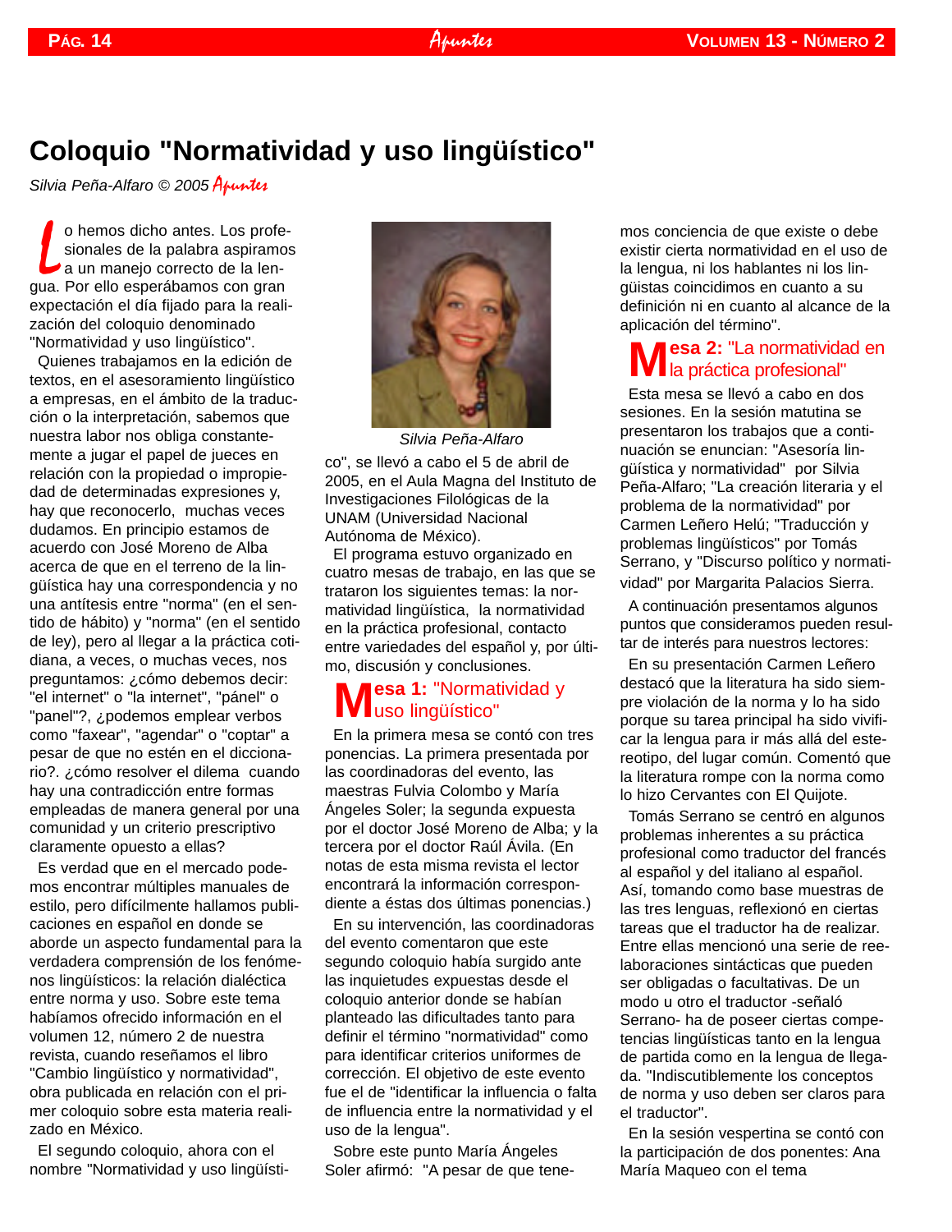# Coloquio "Normatividad y uso lingüístico"

*Silvia Peña-Alfaro © 2005 Apuntes*

Lo hemos dicho antes. Los profesionales de la palabra aspiramos a un manejo correcto de la lengua. Por ello esperábamos con gran expectación el día fijado para la realización del coloquio denominado "Normatividad y uso lingüístico".

Quienes trabajamos en la edición de textos, en el asesoramiento lingüístico a empresas, en el ámbito de la traducción o la interpretación, sabemos que nuestra labor nos obliga constantemente a jugar el papel de jueces en relación con la propiedad o impropiedad de determinadas expresiones y, hay que reconocerlo, muchas veces dudamos. En principio estamos de acuerdo con José Moreno de Alba acerca de que en el terreno de la lingüística hay una correspondencia y no una antítesis entre "norma" (en el sentido de hábito) y "norma" (en el sentido de ley), pero al llegar a la práctica cotidiana, a veces, o muchas veces, nos preguntamos: ¿cómo debemos decir: "el internet" o "la internet", "pánel" o "panel"?, ¿podemos emplear verbos como "faxear", "agendar" o "coptar" a pesar de que no estén en el diccionario?. ¿cómo resolver el dilema cuando hay una contradicción entre formas empleadas de manera general por una comunidad y un criterio prescriptivo claramente opuesto a ellas?

Es verdad que en el mercado podemos encontrar múltiples manuales de estilo, pero difícilmente hallamos publicaciones en español en donde se aborde un aspecto fundamental para la verdadera comprensión de los fenómenos lingüísticos: la relación dialéctica entre norma y uso. Sobre este tema habíamos ofrecido información en el volumen 12, número 2 de nuestra revista, cuando reseñamos el libro "Cambio lingüístico y normatividad", obra publicada en relación con el primer coloquio sobre esta materia realizado en México.

El segundo coloquio, ahora con el nombre "Normatividad y uso lingüístico", se llevó a cabo el 5 de abril de 2005, en el Aula Magna del Instituto de Investigaciones Filológicas de la UNAM (Universidad Nacional Autónoma de México).

*Silvia Peña-Alfaro*

El programa estuvo organizado en cuatro mesas de trabajo, en las que se trataron los siguientes temas: la normatividad lingüística, la normatividad en la práctica profesional, contacto entre variedades del español y, por último, discusión y conclusiones.

## Mesa 1: "Normatividad y uso lingüístico"

En la primera mesa se contó con tres ponencias. La primera presentada por las coordinadoras del evento, las maestras Fulvia Colombo y María Ángeles Soler; la segunda expuesta por el doctor José Moreno de Alba; y la tercera por el doctor Raúl Ávila. (En notas de esta misma revista el lector encontrará la información correspondiente a éstas dos últimas ponencias.)

En su intervención, las coordinadoras del evento comentaron que este segundo coloquio había surgido ante las inquietudes expuestas desde el coloquio anterior donde se habían planteado las dificultades tanto para definir el término "normatividad" como para identificar criterios uniformes de corrección. El objetivo de este evento fue el de "identificar la influencia o falta de influencia entre la normatividad y el uso de la lengua".

Sobre este punto María Ángeles Soler afirmó: "A pesar de que tenemos conciencia de que existe o debe existir cierta normatividad en el uso de la lengua, ni los hablantes ni los lingüistas coincidimos en cuanto a su definición ni en cuanto al alcance de la aplicación del término".

## Mesa 2: "La normatividad en la práctica profesional"

Esta mesa se llevó a cabo en dos sesiones. En la sesión matutina se presentaron los trabajos que a continuación se enuncian: "Asesoría lingüística y normatividad" por Silvia Peña-Alfaro; "La creación literaria y el problema de la normatividad" por Carmen Leñero Helú; "Traducción y problemas lingüísticos" por Tomás Serrano, y "Discurso político y normatividad" por Margarita Palacios Sierra.

A continuación presentamos algunos puntos que consideramos pueden resultar de interés para nuestros lectores:

En su presentación Carmen Leñero destacó que la literatura ha sido siempre violación de la norma y lo ha sido porque su tarea principal ha sido vivificar la lengua para ir más allá del estereotipo, del lugar común. Comentó que la literatura rompe con la norma como lo hizo Cervantes con El Quijote.

Tomás Serrano se centró en algunos problemas inherentes a su práctica profesional como traductor del francés al español y del italiano al español. Así, tomando como base muestras de las tres lenguas, reflexionó en ciertas tareas que el traductor ha de realizar. Entre ellas mencionó una serie de reelaboraciones sintácticas que pueden ser obligadas o facultativas. De un modo u otro el traductor -señaló Serrano- ha de poseer ciertas competencias lingüísticas tanto en la lengua de partida como en la lengua de llegada. "Indiscutiblemente los conceptos de norma y uso deben ser claros para el traductor".

En la sesión vespertina se contó con la participación de dos ponentes: Ana María Maqueo con el tema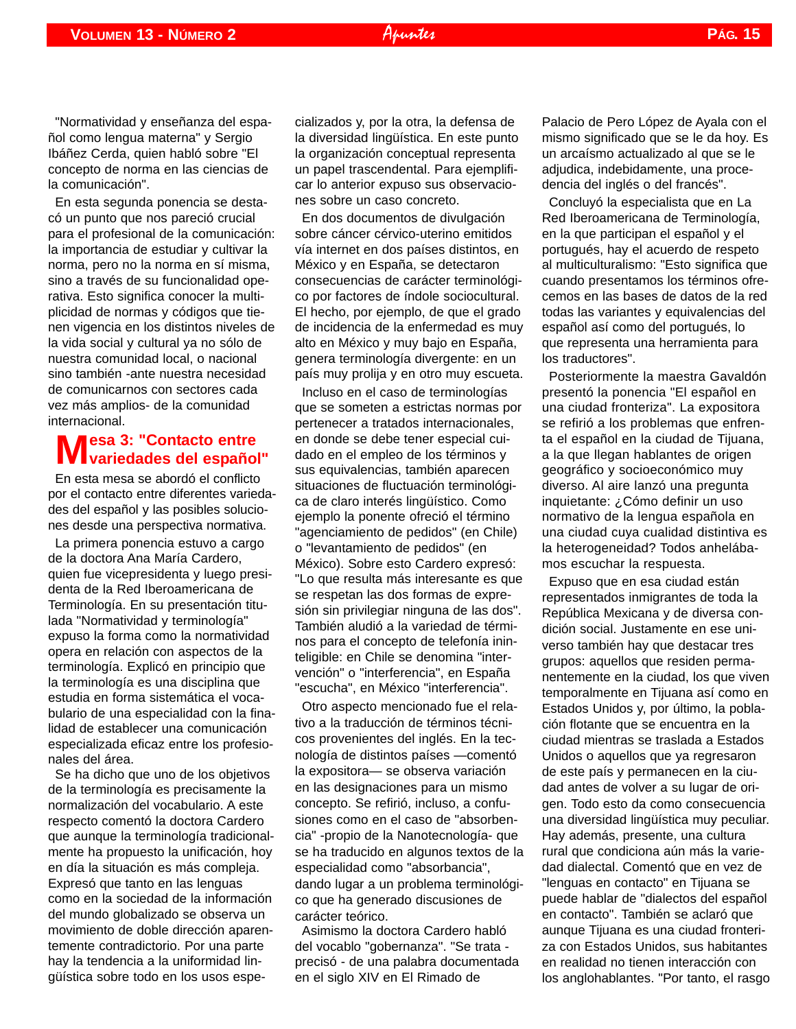"Normatividad y enseñanza del español como lengua materna" y Sergio Ibáñez Cerda, quien habló sobre "El concepto de norma en las ciencias de la comunicación".

En esta segunda ponencia se destacó un punto que nos pareció crucial para el profesional de la comunicación: la importancia de estudiar y cultivar la norma, pero no la norma en sí misma, sino a través de su funcionalidad operativa. Esto significa conocer la multiplicidad de normas y códigos que tienen vigencia en los distintos niveles de la vida social y cultural ya no sólo de nuestra comunidad local, o nacional sino también -ante nuestra necesidad de comunicarnos con sectores cada vez más amplios- de la comunidad internacional.

## Mesa 3: "Contacto entre variedades del español"

En esta mesa se abordó el conflicto por el contacto entre diferentes variedades del español y las posibles soluciones desde una perspectiva normativa.

La primera ponencia estuvo a cargo de la doctora Ana María Cardero, quien fue vicepresidenta y luego presidenta de la Red Iberoamericana de Terminología. En su presentación titulada "Normatividad y terminología" expuso la forma como la normatividad opera en relación con aspectos de la terminología. Explicó en principio que la terminología es una disciplina que estudia en forma sistemática el vocabulario de una especialidad con la finalidad de establecer una comunicación especializada eficaz entre los profesionales del área.

Se ha dicho que uno de los objetivos de la terminología es precisamente la normalización del vocabulario. A este respecto comentó la doctora Cardero que aunque la terminología tradicionalmente ha propuesto la unificación, hoy en día la situación es más compleja. Expresó que tanto en las lenguas como en la sociedad de la información del mundo globalizado se observa un movimiento de doble dirección aparentemente contradictorio. Por una parte hay la tendencia a la uniformidad lingüística sobre todo en los usos especializados y, por la otra, la defensa de la diversidad lingüística. En este punto la organización conceptual representa un papel trascendental. Para ejemplificar lo anterior expuso sus observaciones sobre un caso concreto.

En dos documentos de divulgación sobre cáncer cérvico-uterino emitidos vía internet en dos países distintos, en México y en España, se detectaron consecuencias de carácter terminológico por factores de índole sociocultural. El hecho, por ejemplo, de que el grado de incidencia de la enfermedad es muy alto en México y muy bajo en España, genera terminología divergente: en un país muy prolija y en otro muy escueta.

Incluso en el caso de terminologías que se someten a estrictas normas por pertenecer a tratados internacionales, en donde se debe tener especial cuidado en el empleo de los términos y sus equivalencias, también aparecen situaciones de fluctuación terminológica de claro interés lingüístico. Como ejemplo la ponente ofreció el término "agenciamiento de pedidos" (en Chile) o "levantamiento de pedidos" (en México). Sobre esto Cardero expresó: "Lo que resulta más interesante es que se respetan las dos formas de expresión sin privilegiar ninguna de las dos". También aludió a la variedad de términos para el concepto de telefonía ininteligible: en Chile se denomina "intervención" o "interferencia", en España "escucha", en México "interferencia".

Otro aspecto mencionado fue el relativo a la traducción de términos técnicos provenientes del inglés. En la tecnología de distintos países —comentó la expositora— se observa variación en las designaciones para un mismo concepto. Se refirió, incluso, a confusiones como en el caso de "absorbencia" -propio de la Nanotecnología- que se ha traducido en algunos textos de la especialidad como "absorbancia", dando lugar a un problema terminológico que ha generado discusiones de carácter teórico.

Asimismo la doctora Cardero habló del vocablo "gobernanza". "Se trata -precisó - de una palabra documentada en el siglo XIV en El Rimado de Palacio de Pero López de Ayala con el mismo significado que se le da hoy. Es un arcaísmo actualizado al que se le adjudica, indebidamente, una procedencia del inglés o del francés".

Concluyó la especialista que en La Red Iberoamericana de Terminología, en la que participan el español y el portugués, hay el acuerdo de respeto al multiculturalismo: "Esto significa que cuando presentamos los términos ofrecemos en las bases de datos de la red todas las variantes y equivalencias del español así como del portugués, lo que representa una herramienta para los traductores".

Posteriormente la maestra Gavaldón presentó la ponencia "El español en una ciudad fronteriza". La expositora se refirió a los problemas que enfrenta el español en la ciudad de Tijuana, a la que llegan hablantes de origen geográfico y socioeconómico muy diverso. Al aire lanzó una pregunta inquietante: ¿Cómo definir un uso normativo de la lengua española en una ciudad cuya cualidad distintiva es la heterogeneidad? Todos anhelábamos escuchar la respuesta.

Expuso que en esa ciudad están representados inmigrantes de toda la República Mexicana y de diversa condición social. Justamente en ese universo también hay que destacar tres grupos: aquellos que residen permanentemente en la ciudad, los que viven temporalmente en Tijuana así como en Estados Unidos y, por último, la población flotante que se encuentra en la ciudad mientras se traslada a Estados Unidos o aquellos que ya regresaron de este país y permanecen en la ciudad antes de volver a su lugar de origen. Todo esto da como consecuencia una diversidad lingüística muy peculiar. Hay además, presente, una cultura rural que condiciona aún más la variedad dialectal. Comentó que en vez de "lenguas en contacto" en Tijuana se puede hablar de "dialectos del español en contacto". También se aclaró que aunque Tijuana es una ciudad fronteriza con Estados Unidos, sus habitantes en realidad no tienen interacción con los anglohablantes. "Por tanto, el rasgo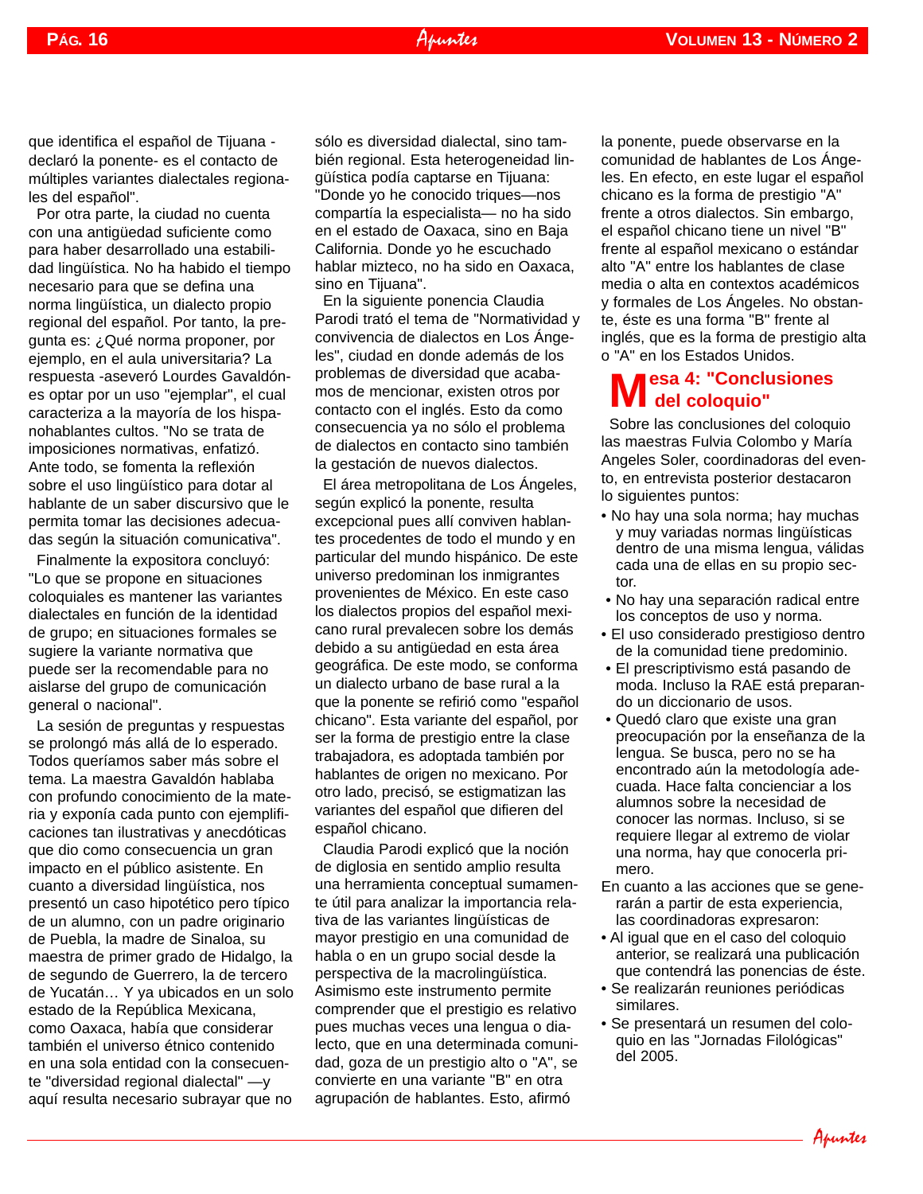que identifica el español de Tijuana -declaró la ponente- es el contacto de múltiples variantes dialectales regionales del español".

Por otra parte, la ciudad no cuenta con una antigüedad suficiente como para haber desarrollado una estabilidad lingüística. No ha habido el tiempo necesario para que se defina una norma lingüística, un dialecto propio regional del español. Por tanto, la pregunta es: ¿Qué norma proponer, por ejemplo, en el aula universitaria? La respuesta -aseveró Lourdes Gavaldón- es optar por un uso "ejemplar", el cual caracteriza a la mayoría de los hispanohablantes cultos. "No se trata de imposiciones normativas, enfatizó. Ante todo, se fomenta la reflexión sobre el uso lingüístico para dotar al hablante de un saber discursivo que le permita tomar las decisiones adecuadas según la situación comunicativa".

Finalmente la expositora concluyó: "Lo que se propone en situaciones coloquiales es mantener las variantes dialectales en función de la identidad de grupo; en situaciones formales se sugiere la variante normativa que puede ser la recomendable para no aislarse del grupo de comunicación general o nacional".

La sesión de preguntas y respuestas se prolongó más allá de lo esperado. Todos queríamos saber más sobre el tema. La maestra Gavaldón hablaba con profundo conocimiento de la materia y exponía cada punto con ejemplificaciones tan ilustrativas y anecdóticas que dio como consecuencia un gran impacto en el público asistente. En cuanto a diversidad lingüística, nos presentó un caso hipotético pero típico de un alumno, con un padre originario de Puebla, la madre de Sinaloa, su maestra de primer grado de Hidalgo, la de segundo de Guerrero, la de tercero de Yucatán… Y ya ubicados en un solo estado de la República Mexicana, como Oaxaca, había que considerar también el universo étnico contenido en una sola entidad con la consecuente "diversidad regional dialectal" —y aquí resulta necesario subrayar que no sólo es diversidad dialectal, sino también regional. Esta heterogeneidad lingüística podía captarse en Tijuana: "Donde yo he conocido triques—nos compartía la especialista— no ha sido en el estado de Oaxaca, sino en Baja California. Donde yo he escuchado hablar mizteco, no ha sido en Oaxaca, sino en Tijuana".

En la siguiente ponencia Claudia Parodi trató el tema de "Normatividad y convivencia de dialectos en Los Ángeles", ciudad en donde además de los problemas de diversidad que acabamos de mencionar, existen otros por contacto con el inglés. Esto da como consecuencia ya no sólo el problema de dialectos en contacto sino también la gestación de nuevos dialectos.

El área metropolitana de Los Ángeles, según explicó la ponente, resulta excepcional pues allí conviven hablantes procedentes de todo el mundo y en particular del mundo hispánico. De este universo predominan los inmigrantes provenientes de México. En este caso los dialectos propios del español mexicano rural prevalecen sobre los demás debido a su antigüedad en esta área geográfica. De este modo, se conforma un dialecto urbano de base rural a la que la ponente se refirió como "español chicano". Esta variante del español, por ser la forma de prestigio entre la clase trabajadora, es adoptada también por hablantes de origen no mexicano. Por otro lado, precisó, se estigmatizan las variantes del español que difieren del español chicano.

Claudia Parodi explicó que la noción de diglosia en sentido amplio resulta una herramienta conceptual sumamente útil para analizar la importancia relativa de las variantes lingüísticas de mayor prestigio en una comunidad de habla o en un grupo social desde la perspectiva de la macrolingüística. Asimismo este instrumento permite comprender que el prestigio es relativo pues muchas veces una lengua o dialecto, que en una determinada comunidad, goza de un prestigio alto o "A", se convierte en una variante "B" en otra agrupación de hablantes. Esto, afirmó la ponente, puede observarse en la comunidad de hablantes de Los Ángeles. En efecto, en este lugar el español chicano es la forma de prestigio "A" frente a otros dialectos. Sin embargo, el español chicano tiene un nivel "B" frente al español mexicano o estándar alto "A" entre los hablantes de clase media o alta en contextos académicos y formales de Los Ángeles. No obstante, éste es una forma "B" frente al inglés, que es la forma de prestigio alta o "A" en los Estados Unidos.

## Mesa 4: "Conclusiones del coloquio"

Sobre las conclusiones del coloquio las maestras Fulvia Colombo y María Angeles Soler, coordinadoras del evento, en entrevista posterior destacaron lo siguientes puntos:

- No hay una sola norma; hay muchas y muy variadas normas lingüísticas dentro de una misma lengua, válidas cada una de ellas en su propio sector.
- No hay una separación radical entre los conceptos de uso y norma.
- El uso considerado prestigioso dentro de la comunidad tiene predominio.
- El prescriptivismo está pasando de moda. Incluso la RAE está preparando un diccionario de usos.
- Quedó claro que existe una gran preocupación por la enseñanza de la lengua. Se busca, pero no se ha encontrado aún la metodología adecuada. Hace falta concienciar a los alumnos sobre la necesidad de conocer las normas. Incluso, si se requiere llegar al extremo de violar una norma, hay que conocerla primero.

En cuanto a las acciones que se generarán a partir de esta experiencia, las coordinadoras expresaron:

- Al igual que en el caso del coloquio anterior, se realizará una publicación que contendrá las ponencias de éste.
- Se realizarán reuniones periódicas similares.
- Se presentará un resumen del coloquio en las "Jornadas Filológicas" del 2005.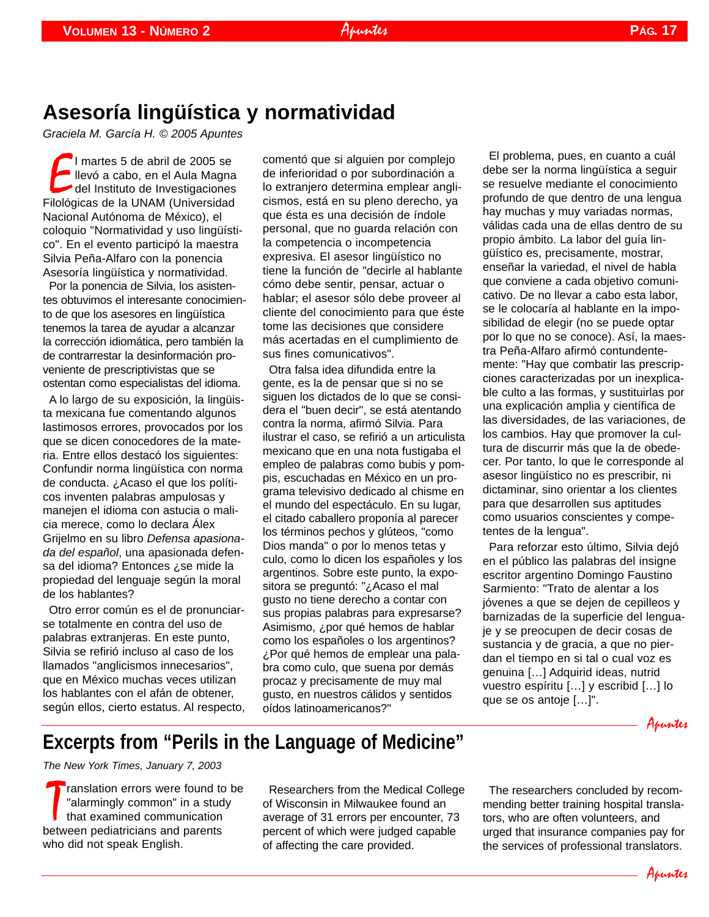# Asesoría lingüística y normatividad

*Graciela M. García H. © 2005 Apuntes*

El martes 5 de abril de 2005 se llevó a cabo, en el Aula Magna del Instituto de Investigaciones Filológicas de la UNAM (Universidad Nacional Autónoma de México), el coloquio "Normatividad y uso lingüístico". En el evento participó la maestra Silvia Peña-Alfaro con la ponencia Asesoría lingüística y normatividad.

Por la ponencia de Silvia, los asistentes obtuvimos el interesante conocimiento de que los asesores en lingüística tenemos la tarea de ayudar a alcanzar la corrección idiomática, pero también la de contrarrestar la desinformación proveniente de prescriptivistas que se ostentan como especialistas del idioma.

A lo largo de su exposición, la lingüista mexicana fue comentando algunos lastimosos errores, provocados por los que se dicen conocedores de la materia. Entre ellos destacó los siguientes: Confundir norma lingüística con norma de conducta. ¿Acaso el que los políticos inventen palabras ampulosas y manejen el idioma con astucia o malicia merece, como lo declara Álex Grijelmo en su libro *Defensa apasionada del español*, una apasionada defensa del idioma? Entonces ¿se mide la propiedad del lenguaje según la moral de los hablantes?

Otro error común es el de pronunciarse totalmente en contra del uso de palabras extranjeras. En este punto, Silvia se refirió incluso al caso de los llamados "anglicismos innecesarios", que en México muchas veces utilizan los hablantes con el afán de obtener, según ellos, cierto estatus. Al respecto, comentó que si alguien por complejo de inferioridad o por subordinación a lo extranjero determina emplear anglicismos, está en su pleno derecho, ya que ésta es una decisión de índole personal, que no guarda relación con la competencia o incompetencia expresiva. El asesor lingüístico no tiene la función de "decirle al hablante cómo debe sentir, pensar, actuar o hablar; el asesor sólo debe proveer al cliente del conocimiento para que éste tome las decisiones que considere más acertadas en el cumplimiento de sus fines comunicativos".

Otra falsa idea difundida entre la gente, es la de pensar que si no se siguen los dictados de lo que se considera el "buen decir", se está atentando contra la norma, afirmó Silvia. Para ilustrar el caso, se refirió a un articulista mexicano que en una nota fustigaba el empleo de palabras como bubis y pompis, escuchadas en México en un programa televisivo dedicado al chisme en el mundo del espectáculo. En su lugar, el citado caballero proponía al parecer los términos pechos y glúteos, "como Dios manda" o por lo menos tetas y culo, como lo dicen los españoles y los argentinos. Sobre este punto, la expositora se preguntó: "¿Acaso el mal gusto no tiene derecho a contar con sus propias palabras para expresarse? Asimismo, ¿por qué hemos de hablar como los españoles o los argentinos? ¿Por qué hemos de emplear una palabra como culo, que suena por demás procaz y precisamente de muy mal gusto, en nuestros cálidos y sentidos oídos latinoamericanos?"

El problema, pues, en cuanto a cuál debe ser la norma lingüística a seguir se resuelve mediante el conocimiento profundo de que dentro de una lengua hay muchas y muy variadas normas, válidas cada una de ellas dentro de su propio ámbito. La labor del guía lingüístico es, precisamente, mostrar, enseñar la variedad, el nivel de habla que conviene a cada objetivo comunicativo. De no llevar a cabo esta labor, se le colocaría al hablante en la imposibilidad de elegir (no se puede optar por lo que no se conoce). Así, la maestra Peña-Alfaro afirmó contundentemente: "Hay que combatir las prescripciones caracterizadas por un inexplicable culto a las formas, y sustituirlas por una explicación amplia y científica de las diversidades, de las variaciones, de los cambios. Hay que promover la cultura de discurrir más que la de obedecer. Por tanto, lo que le corresponde al asesor lingüístico no es prescribir, ni dictaminar, sino orientar a los clientes para que desarrollen sus aptitudes como usuarios conscientes y competentes de la lengua".

Para reforzar esto último, Silvia dejó en el público las palabras del insigne escritor argentino Domingo Faustino Sarmiento: "Trato de alentar a los jóvenes a que se dejen de cepilleos y barnizadas de la superficie del lenguaje y se preocupen de decir cosas de sustancia y de gracia, a que no pierdan el tiempo en si tal o cual voz es genuina […] Adquirid ideas, nutrid vuestro espíritu […] y escribid […] lo que se os antoje […]".

# Excerpts from "Perils in the Language of Medicine"

*The New York Times, January 7, 2003*

Translation errors were found to be "alarmingly common" in a study that examined communication between pediatricians and parents who did not speak English.

Researchers from the Medical College of Wisconsin in Milwaukee found an average of 31 errors per encounter, 73 percent of which were judged capable of affecting the care provided.

The researchers concluded by recommending better training hospital translators, who are often volunteers, and urged that insurance companies pay for the services of professional translators.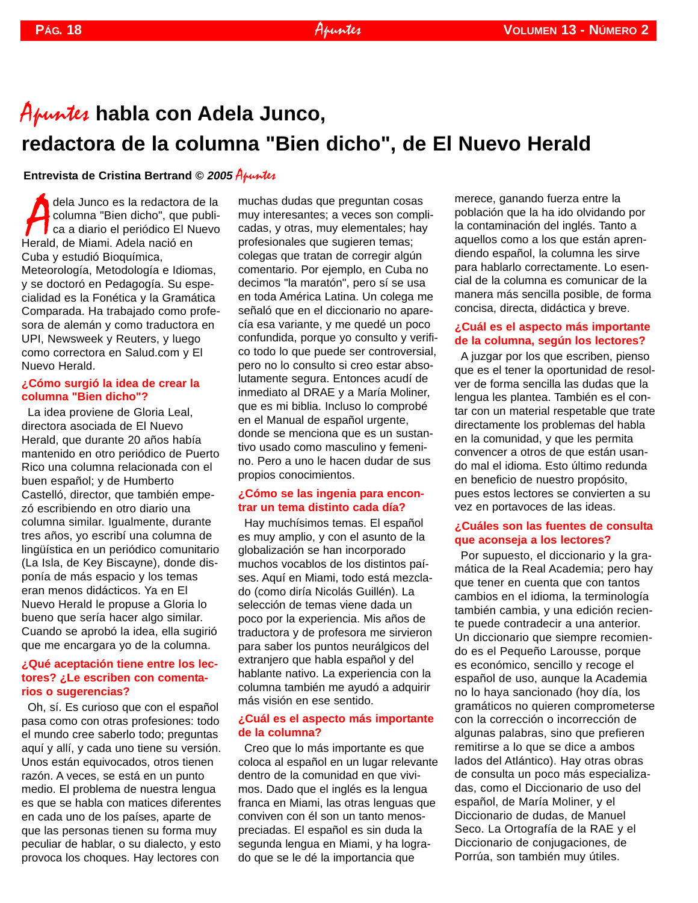# *Apuntes* habla con Adela Junco, redactora de la columna "Bien dicho", de El Nuevo Herald

**Entrevista de Cristina Bertrand © *2005 Apuntes***

Adela Junco es la redactora de la columna "Bien dicho", que publica a diario el periódico El Nuevo Herald, de Miami. Adela nació en Cuba y estudió Bioquímica, Meteorología, Metodología e Idiomas, y se doctoró en Pedagogía. Su especialidad es la Fonética y la Gramática Comparada. Ha trabajado como profesora de alemán y como traductora en UPI, Newsweek y Reuters, y luego como correctora en Salud.com y El Nuevo Herald.

**¿Cómo surgió la idea de crear la columna "Bien dicho"?**

La idea proviene de Gloria Leal, directora asociada de El Nuevo Herald, que durante 20 años había mantenido en otro periódico de Puerto Rico una columna relacionada con el buen español; y de Humberto Castelló, director, que también empezó escribiendo en otro diario una columna similar. Igualmente, durante tres años, yo escribí una columna de lingüística en un periódico comunitario (La Isla, de Key Biscayne), donde disponía de más espacio y los temas eran menos didácticos. Ya en El Nuevo Herald le propuse a Gloria lo bueno que sería hacer algo similar. Cuando se aprobó la idea, ella sugirió que me encargara yo de la columna.

**¿Qué aceptación tiene entre los lectores? ¿Le escriben con comentarios o sugerencias?**

Oh, sí. Es curioso que con el español pasa como con otras profesiones: todo el mundo cree saberlo todo; preguntas aquí y allí, y cada uno tiene su versión. Unos están equivocados, otros tienen razón. A veces, se está en un punto medio. El problema de nuestra lengua es que se habla con matices diferentes en cada uno de los países, aparte de que las personas tienen su forma muy peculiar de hablar, o su dialecto, y esto provoca los choques. Hay lectores con muchas dudas que preguntan cosas muy interesantes; a veces son complicadas, y otras, muy elementales; hay profesionales que sugieren temas; colegas que tratan de corregir algún comentario. Por ejemplo, en Cuba no decimos "la maratón", pero sí se usa en toda América Latina. Un colega me señaló que en el diccionario no aparecía esa variante, y me quedé un poco confundida, porque yo consulto y verifico todo lo que puede ser controversial, pero no lo consulto si creo estar absolutamente segura. Entonces acudí de inmediato al DRAE y a María Moliner, que es mi biblia. Incluso lo comprobé en el Manual de español urgente, donde se menciona que es un sustantivo usado como masculino y femenino. Pero a uno le hacen dudar de sus propios conocimientos.

**¿Cómo se las ingenia para encontrar un tema distinto cada día?**

Hay muchísimos temas. El español es muy amplio, y con el asunto de la globalización se han incorporado muchos vocablos de los distintos países. Aquí en Miami, todo está mezclado (como diría Nicolás Guillén). La selección de temas viene dada un poco por la experiencia. Mis años de traductora y de profesora me sirvieron para saber los puntos neurálgicos del extranjero que habla español y del hablante nativo. La experiencia con la columna también me ayudó a adquirir más visión en ese sentido.

**¿Cuál es el aspecto más importante de la columna?**

Creo que lo más importante es que coloca al español en un lugar relevante dentro de la comunidad en que vivimos. Dado que el inglés es la lengua franca en Miami, las otras lenguas que conviven con él son un tanto menospreciadas. El español es sin duda la segunda lengua en Miami, y ha logrado que se le dé la importancia que merece, ganando fuerza entre la población que la ha ido olvidando por la contaminación del inglés. Tanto a aquellos como a los que están aprendiendo español, la columna les sirve para hablarlo correctamente. Lo esencial de la columna es comunicar de la manera más sencilla posible, de forma concisa, directa, didáctica y breve.

**¿Cuál es el aspecto más importante de la columna, según los lectores?**

A juzgar por los que escriben, pienso que es el tener la oportunidad de resolver de forma sencilla las dudas que la lengua les plantea. También es el contar con un material respetable que trate directamente los problemas del habla en la comunidad, y que les permita convencer a otros de que están usando mal el idioma. Esto último redunda en beneficio de nuestro propósito, pues estos lectores se convierten a su vez en portavoces de las ideas.

**¿Cuáles son las fuentes de consulta que aconseja a los lectores?**

Por supuesto, el diccionario y la gramática de la Real Academia; pero hay que tener en cuenta que con tantos cambios en el idioma, la terminología también cambia, y una edición reciente puede contradecir a una anterior. Un diccionario que siempre recomiendo es el Pequeño Larousse, porque es económico, sencillo y recoge el español de uso, aunque la Academia no lo haya sancionado (hoy día, los gramáticos no quieren comprometerse con la corrección o incorrección de algunas palabras, sino que prefieren remitirse a lo que se dice a ambos lados del Atlántico). Hay otras obras de consulta un poco más especializadas, como el Diccionario de uso del español, de María Moliner, y el Diccionario de dudas, de Manuel Seco. La Ortografía de la RAE y el Diccionario de conjugaciones, de Porrúa, son también muy útiles.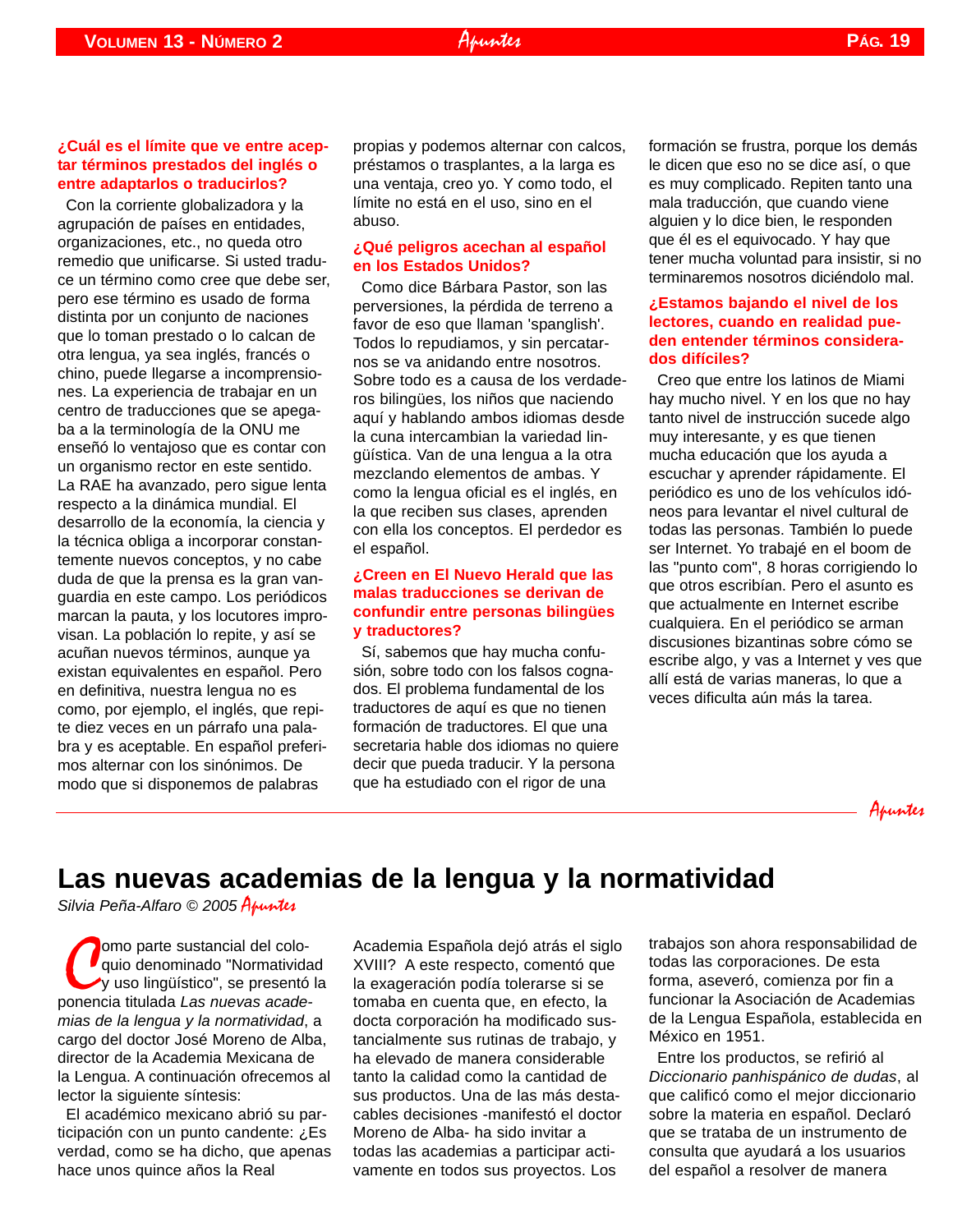**¿Cuál es el límite que ve entre aceptar términos prestados del inglés o entre adaptarlos o traducirlos?**

Con la corriente globalizadora y la agrupación de países en entidades, organizaciones, etc., no queda otro remedio que unificarse. Si usted traduce un término como cree que debe ser, pero ese término es usado de forma distinta por un conjunto de naciones que lo toman prestado o lo calcan de otra lengua, ya sea inglés, francés o chino, puede llegarse a incomprensiones. La experiencia de trabajar en un centro de traducciones que se apegaba a la terminología de la ONU me enseñó lo ventajoso que es contar con un organismo rector en este sentido. La RAE ha avanzado, pero sigue lenta respecto a la dinámica mundial. El desarrollo de la economía, la ciencia y la técnica obliga a incorporar constantemente nuevos conceptos, y no cabe duda de que la prensa es la gran vanguardia en este campo. Los periódicos marcan la pauta, y los locutores improvisan. La población lo repite, y así se acuñan nuevos términos, aunque ya existan equivalentes en español. Pero en definitiva, nuestra lengua no es como, por ejemplo, el inglés, que repite diez veces en un párrafo una palabra y es aceptable. En español preferimos alternar con los sinónimos. De modo que si disponemos de palabras propias y podemos alternar con calcos, préstamos o trasplantes, a la larga es una ventaja, creo yo. Y como todo, el límite no está en el uso, sino en el abuso.

**¿Qué peligros acechan al español en los Estados Unidos?**

Como dice Bárbara Pastor, son las perversiones, la pérdida de terreno a favor de eso que llaman 'spanglish'. Todos lo repudiamos, y sin percatarnos se va anidando entre nosotros. Sobre todo es a causa de los verdaderos bilingües, los niños que naciendo aquí y hablando ambos idiomas desde la cuna intercambian la variedad lingüística. Van de una lengua a la otra mezclando elementos de ambas. Y como la lengua oficial es el inglés, en la que reciben sus clases, aprenden con ella los conceptos. El perdedor es el español.

**¿Creen en El Nuevo Herald que las malas traducciones se derivan de confundir entre personas bilingües y traductores?**

Sí, sabemos que hay mucha confusión, sobre todo con los falsos cognados. El problema fundamental de los traductores de aquí es que no tienen formación de traductores. El que una secretaria hable dos idiomas no quiere decir que pueda traducir. Y la persona que ha estudiado con el rigor de una formación se frustra, porque los demás le dicen que eso no se dice así, o que es muy complicado. Repiten tanto una mala traducción, que cuando viene alguien y lo dice bien, le responden que él es el equivocado. Y hay que tener mucha voluntad para insistir, si no terminaremos nosotros diciéndolo mal.

**¿Estamos bajando el nivel de los lectores, cuando en realidad pueden entender términos considerados difíciles?**

Creo que entre los latinos de Miami hay mucho nivel. Y en los que no hay tanto nivel de instrucción sucede algo muy interesante, y es que tienen mucha educación que los ayuda a escuchar y aprender rápidamente. El periódico es uno de los vehículos idóneos para levantar el nivel cultural de todas las personas. También lo puede ser Internet. Yo trabajé en el boom de las "punto com", 8 horas corrigiendo lo que otros escribían. Pero el asunto es que actualmente en Internet escribe cualquiera. En el periódico se arman discusiones bizantinas sobre cómo se escribe algo, y vas a Internet y ves que allí está de varias maneras, lo que a veces dificulta aún más la tarea.

# Las nuevas academias de la lengua y la normatividad

*Silvia Peña-Alfaro © 2005 Apuntes*

Como parte sustancial del coloquio denominado "Normatividad y uso lingüístico", se presentó la ponencia titulada *Las nuevas academias de la lengua y la normatividad*, a cargo del doctor José Moreno de Alba, director de la Academia Mexicana de la Lengua. A continuación ofrecemos al lector la siguiente síntesis:

El académico mexicano abrió su participación con un punto candente: ¿Es verdad, como se ha dicho, que apenas hace unos quince años la Real Academia Española dejó atrás el siglo XVIII? A este respecto, comentó que la exageración podía tolerarse si se tomaba en cuenta que, en efecto, la docta corporación ha modificado sustancialmente sus rutinas de trabajo, y ha elevado de manera considerable tanto la calidad como la cantidad de sus productos. Una de las más destacables decisiones -manifestó el doctor Moreno de Alba- ha sido invitar a todas las academias a participar activamente en todos sus proyectos. Los trabajos son ahora responsabilidad de todas las corporaciones. De esta forma, aseveró, comienza por fin a funcionar la Asociación de Academias de la Lengua Española, establecida en México en 1951.

Entre los productos, se refirió al *Diccionario panhispánico de dudas*, al que calificó como el mejor diccionario sobre la materia en español. Declaró que se trataba de un instrumento de consulta que ayudará a los usuarios del español a resolver de manera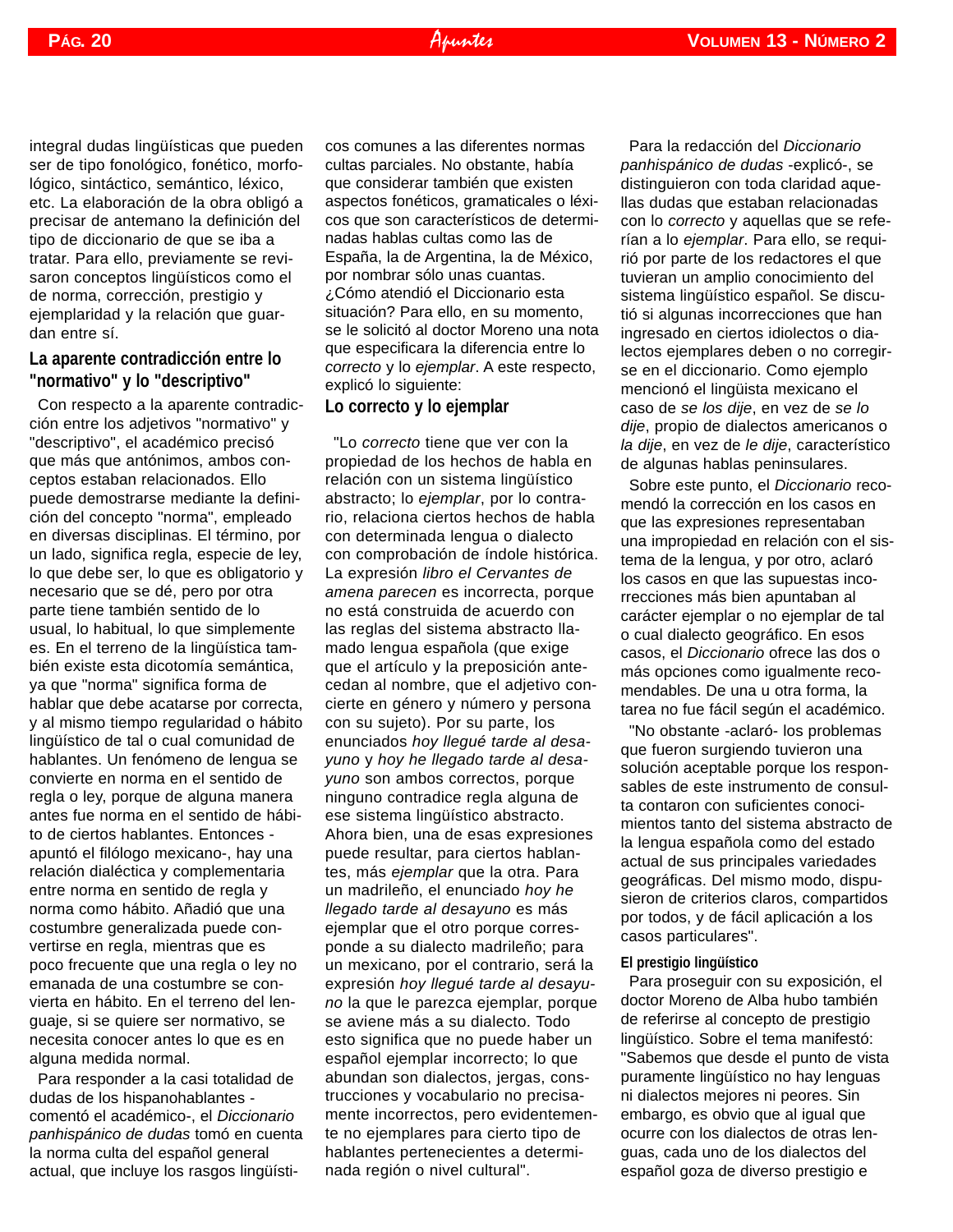integral dudas lingüísticas que pueden ser de tipo fonológico, fonético, morfológico, sintáctico, semántico, léxico, etc. La elaboración de la obra obligó a precisar de antemano la definición del tipo de diccionario de que se iba a tratar. Para ello, previamente se revisaron conceptos lingüísticos como el de norma, corrección, prestigio y ejemplaridad y la relación que guardan entre sí.

## La aparente contradicción entre lo "normativo" y lo "descriptivo"

Con respecto a la aparente contradicción entre los adjetivos "normativo" y "descriptivo", el académico precisó que más que antónimos, ambos conceptos estaban relacionados. Ello puede demostrarse mediante la definición del concepto "norma", empleado en diversas disciplinas. El término, por un lado, significa regla, especie de ley, lo que debe ser, lo que es obligatorio y necesario que se dé, pero por otra parte tiene también sentido de lo usual, lo habitual, lo que simplemente es. En el terreno de la lingüística también existe esta dicotomía semántica, ya que "norma" significa forma de hablar que debe acatarse por correcta, y al mismo tiempo regularidad o hábito lingüístico de tal o cual comunidad de hablantes. Un fenómeno de lengua se convierte en norma en el sentido de regla o ley, porque de alguna manera antes fue norma en el sentido de hábito de ciertos hablantes. Entonces -apuntó el filólogo mexicano-, hay una relación dialéctica y complementaria entre norma en sentido de regla y norma como hábito. Añadió que una costumbre generalizada puede convertirse en regla, mientras que es poco frecuente que una regla o ley no emanada de una costumbre se convierta en hábito. En el terreno del lenguaje, si se quiere ser normativo, se necesita conocer antes lo que es en alguna medida normal.

Para responder a la casi totalidad de dudas de los hispanohablantes -comentó el académico-, el *Diccionario panhispánico de dudas* tomó en cuenta la norma culta del español general actual, que incluye los rasgos lingüísticos comunes a las diferentes normas cultas parciales. No obstante, había que considerar también que existen aspectos fonéticos, gramaticales o léxicos que son característicos de determinadas hablas cultas como las de España, la de Argentina, la de México, por nombrar sólo unas cuantas. ¿Cómo atendió el Diccionario esta situación? Para ello, en su momento, se le solicitó al doctor Moreno una nota que especificara la diferencia entre lo *correcto* y lo *ejemplar*. A este respecto, explicó lo siguiente:

## Lo correcto y lo ejemplar

"Lo *correcto* tiene que ver con la propiedad de los hechos de habla en relación con un sistema lingüístico abstracto; lo *ejemplar*, por lo contrario, relaciona ciertos hechos de habla con determinada lengua o dialecto con comprobación de índole histórica. La expresión *libro el Cervantes de amena parecen* es incorrecta, porque no está construida de acuerdo con las reglas del sistema abstracto llamado lengua española (que exige que el artículo y la preposición antecedan al nombre, que el adjetivo concierte en género y número y persona con su sujeto). Por su parte, los enunciados *hoy llegué tarde al desayuno* y *hoy he llegado tarde al desayuno* son ambos correctos, porque ninguno contradice regla alguna de ese sistema lingüístico abstracto. Ahora bien, una de esas expresiones puede resultar, para ciertos hablantes, más *ejemplar* que la otra. Para un madrileño, el enunciado *hoy he llegado tarde al desayuno* es más ejemplar que el otro porque corresponde a su dialecto madrileño; para un mexicano, por el contrario, será la expresión *hoy llegué tarde al desayuno* la que le parezca ejemplar, porque se aviene más a su dialecto. Todo esto significa que no puede haber un español ejemplar incorrecto; lo que abundan son dialectos, jergas, construcciones y vocabulario no precisamente incorrectos, pero evidentemente no ejemplares para cierto tipo de hablantes pertenecientes a determinada región o nivel cultural".

Para la redacción del *Diccionario panhispánico de dudas* -explicó-, se distinguieron con toda claridad aquellas dudas que estaban relacionadas con lo *correcto* y aquellas que se referían a lo *ejemplar*. Para ello, se requirió por parte de los redactores el que tuvieran un amplio conocimiento del sistema lingüístico español. Se discutió si algunas incorrecciones que han ingresado en ciertos idiolectos o dialectos ejemplares deben o no corregirse en el diccionario. Como ejemplo mencionó el lingüista mexicano el caso de *se los dije*, en vez de *se lo dije*, propio de dialectos americanos o *la dije*, en vez de *le dije*, característico de algunas hablas peninsulares.

Sobre este punto, el *Diccionario* recomendó la corrección en los casos en que las expresiones representaban una impropiedad en relación con el sistema de la lengua, y por otro, aclaró los casos en que las supuestas incorrecciones más bien apuntaban al carácter ejemplar o no ejemplar de tal o cual dialecto geográfico. En esos casos, el *Diccionario* ofrece las dos o más opciones como igualmente recomendables. De una u otra forma, la tarea no fue fácil según el académico.

"No obstante -aclaró- los problemas que fueron surgiendo tuvieron una solución aceptable porque los responsables de este instrumento de consulta contaron con suficientes conocimientos tanto del sistema abstracto de la lengua española como del estado actual de sus principales variedades geográficas. Del mismo modo, dispusieron de criterios claros, compartidos por todos, y de fácil aplicación a los casos particulares".

### El prestigio lingüístico

Para proseguir con su exposición, el doctor Moreno de Alba hubo también de referirse al concepto de prestigio lingüístico. Sobre el tema manifestó: "Sabemos que desde el punto de vista puramente lingüístico no hay lenguas ni dialectos mejores ni peores. Sin embargo, es obvio que al igual que ocurre con los dialectos de otras lenguas, cada uno de los dialectos del español goza de diverso prestigio e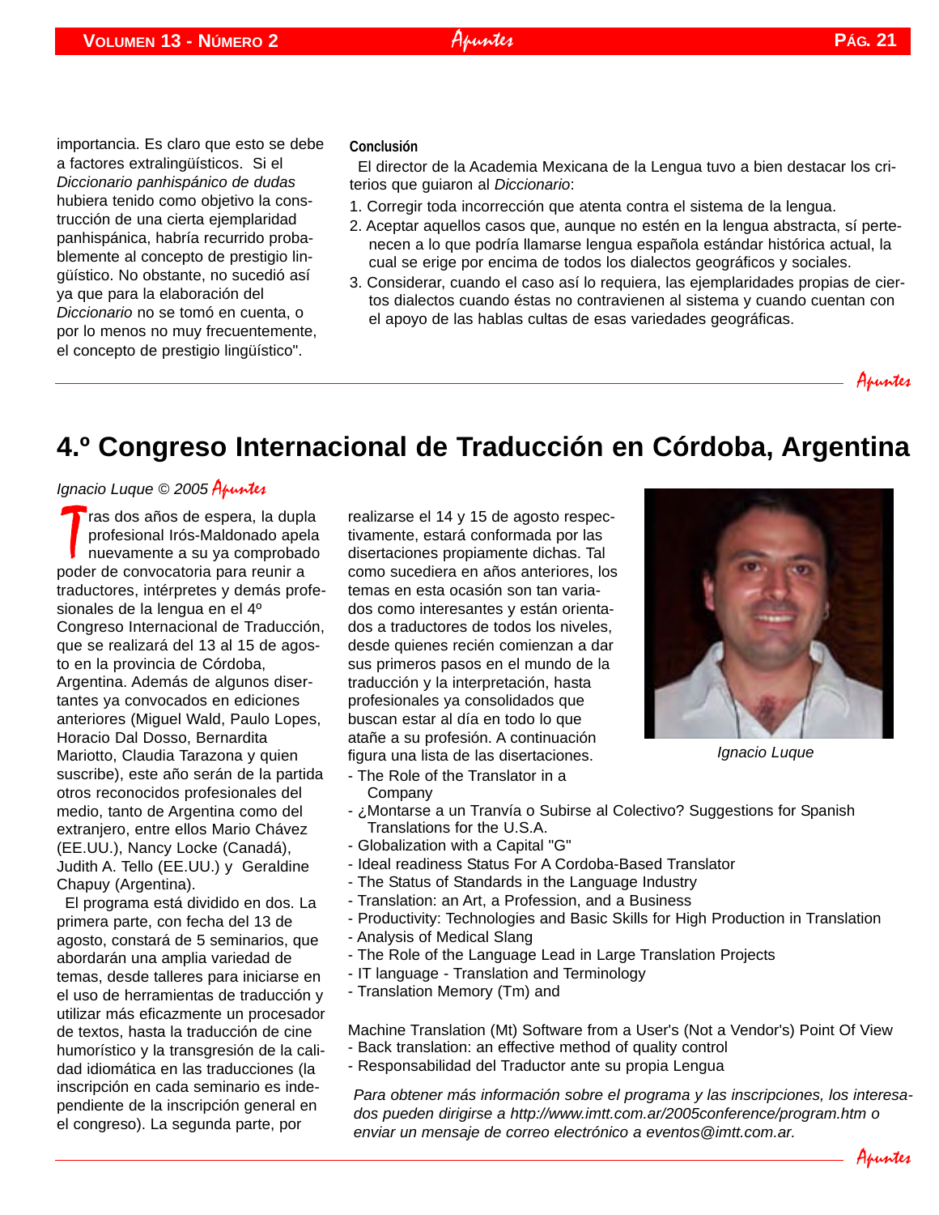importancia. Es claro que esto se debe a factores extralingüísticos. Si el *Diccionario panhispánico de dudas* hubiera tenido como objetivo la construcción de una cierta ejemplaridad panhispánica, habría recurrido probablemente al concepto de prestigio lingüístico. No obstante, no sucedió así ya que para la elaboración del *Diccionario* no se tomó en cuenta, o por lo menos no muy frecuentemente, el concepto de prestigio lingüístico".

**Conclusión**

El director de la Academia Mexicana de la Lengua tuvo a bien destacar los criterios que guiaron al *Diccionario*:

1. Corregir toda incorrección que atenta contra el sistema de la lengua.
2. Aceptar aquellos casos que, aunque no estén en la lengua abstracta, sí pertenecen a lo que podría llamarse lengua española estándar histórica actual, la cual se erige por encima de todos los dialectos geográficos y sociales.
3. Considerar, cuando el caso así lo requiera, las ejemplaridades propias de ciertos dialectos cuando éstas no contravienen al sistema y cuando cuentan con el apoyo de las hablas cultas de esas variedades geográficas.

*Apuntes*

# 4.º Congreso Internacional de Traducción en Córdoba, Argentina

*Ignacio Luque © 2005 Apuntes*

Tras dos años de espera, la dupla profesional Irós-Maldonado apela nuevamente a su ya comprobado poder de convocatoria para reunir a traductores, intérpretes y demás profesionales de la lengua en el 4º Congreso Internacional de Traducción, que se realizará del 13 al 15 de agosto en la provincia de Córdoba, Argentina. Además de algunos disertantes ya convocados en ediciones anteriores (Miguel Wald, Paulo Lopes, Horacio Dal Dosso, Bernardita Mariotto, Claudia Tarazona y quien suscribe), este año serán de la partida otros reconocidos profesionales del medio, tanto de Argentina como del extranjero, entre ellos Mario Chávez (EE.UU.), Nancy Locke (Canadá), Judith A. Tello (EE.UU.) y Geraldine Chapuy (Argentina).

El programa está dividido en dos. La primera parte, con fecha del 13 de agosto, constará de 5 seminarios, que abordarán una amplia variedad de temas, desde talleres para iniciarse en el uso de herramientas de traducción y utilizar más eficazmente un procesador de textos, hasta la traducción de cine humorístico y la transgresión de la calidad idiomática en las traducciones (la inscripción en cada seminario es independiente de la inscripción general en el congreso). La segunda parte, por realizarse el 14 y 15 de agosto respectivamente, estará conformada por las disertaciones propiamente dichas. Tal como sucediera en años anteriores, los temas en esta ocasión son tan variados como interesantes y están orientados a traductores de todos los niveles, desde quienes recién comienzan a dar sus primeros pasos en el mundo de la traducción y la interpretación, hasta profesionales ya consolidados que buscan estar al día en todo lo que atañe a su profesión. A continuación figura una lista de las disertaciones.

*Ignacio Luque*

- The Role of the Translator in a Company
- ¿Montarse a un Tranvía o Subirse al Colectivo? Suggestions for Spanish Translations for the U.S.A.
- Globalization with a Capital "G"
- Ideal readiness Status For A Cordoba-Based Translator
- The Status of Standards in the Language Industry
- Translation: an Art, a Profession, and a Business
- Productivity: Technologies and Basic Skills for High Production in Translation
- Analysis of Medical Slang
- The Role of the Language Lead in Large Translation Projects
- IT language - Translation and Terminology
- Translation Memory (Tm) and

Machine Translation (Mt) Software from a User's (Not a Vendor's) Point Of View
- Back translation: an effective method of quality control
- Responsabilidad del Traductor ante su propia Lengua

*Para obtener más información sobre el programa y las inscripciones, los interesados pueden dirigirse a http://www.imtt.com.ar/2005conference/program.htm o enviar un mensaje de correo electrónico a eventos@imtt.com.ar.*

*Apuntes*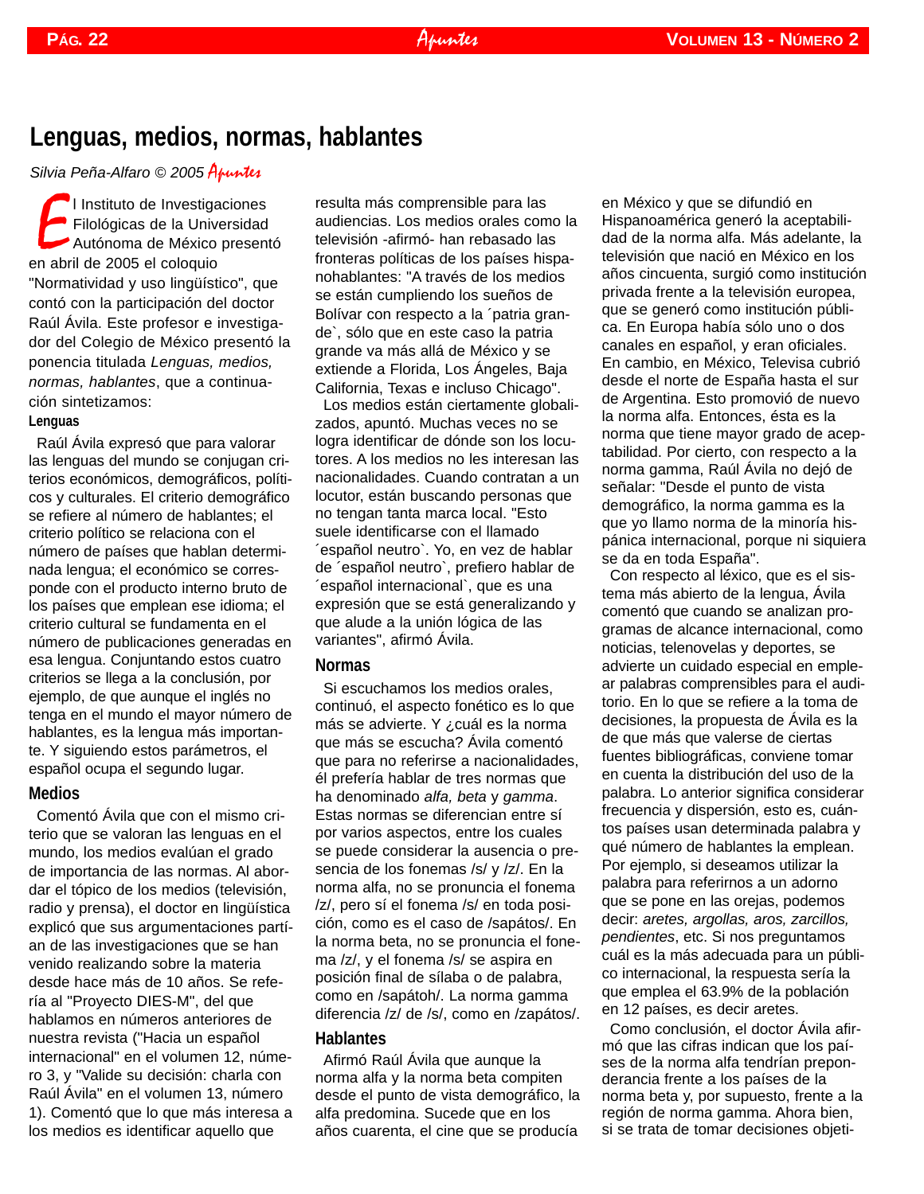# Lenguas, medios, normas, hablantes

*Silvia Peña-Alfaro © 2005 Apuntes*

El Instituto de Investigaciones Filológicas de la Universidad Autónoma de México presentó en abril de 2005 el coloquio "Normatividad y uso lingüístico", que contó con la participación del doctor Raúl Ávila. Este profesor e investigador del Colegio de México presentó la ponencia titulada *Lenguas, medios, normas, hablantes*, que a continuación sintetizamos:

## Lenguas

Raúl Ávila expresó que para valorar las lenguas del mundo se conjugan criterios económicos, demográficos, políticos y culturales. El criterio demográfico se refiere al número de hablantes; el criterio político se relaciona con el número de países que hablan determinada lengua; el económico se corresponde con el producto interno bruto de los países que emplean ese idioma; el criterio cultural se fundamenta en el número de publicaciones generadas en esa lengua. Conjuntando estos cuatro criterios se llega a la conclusión, por ejemplo, de que aunque el inglés no tenga en el mundo el mayor número de hablantes, es la lengua más importante. Y siguiendo estos parámetros, el español ocupa el segundo lugar.

## Medios

Comentó Ávila que con el mismo criterio que se valoran las lenguas en el mundo, los medios evalúan el grado de importancia de las normas. Al abordar el tópico de los medios (televisión, radio y prensa), el doctor en lingüística explicó que sus argumentaciones partían de las investigaciones que se han venido realizando sobre la materia desde hace más de 10 años. Se refería al "Proyecto DIES-M", del que hablamos en números anteriores de nuestra revista ("Hacia un español internacional" en el volumen 12, número 3, y "Valide su decisión: charla con Raúl Ávila" en el volumen 13, número 1). Comentó que lo que más interesa a los medios es identificar aquello que resulta más comprensible para las audiencias. Los medios orales como la televisión -afirmó- han rebasado las fronteras políticas de los países hispanohablantes: "A través de los medios se están cumpliendo los sueños de Bolívar con respecto a la ´patria grande`, sólo que en este caso la patria grande va más allá de México y se extiende a Florida, Los Ángeles, Baja California, Texas e incluso Chicago".

Los medios están ciertamente globalizados, apuntó. Muchas veces no se logra identificar de dónde son los locutores. A los medios no les interesan las nacionalidades. Cuando contratan a un locutor, están buscando personas que no tengan tanta marca local. "Esto suele identificarse con el llamado ´español neutro`. Yo, en vez de hablar de ´español neutro`, prefiero hablar de ´español internacional`, que es una expresión que se está generalizando y que alude a la unión lógica de las variantes", afirmó Ávila.

## Normas

Si escuchamos los medios orales, continuó, el aspecto fonético es lo que más se advierte. Y ¿cuál es la norma que más se escucha? Ávila comentó que para no referirse a nacionalidades, él prefería hablar de tres normas que ha denominado *alfa, beta* y *gamma*. Estas normas se diferencian entre sí por varios aspectos, entre los cuales se puede considerar la ausencia o presencia de los fonemas /s/ y /z/. En la norma alfa, no se pronuncia el fonema /z/, pero sí el fonema /s/ en toda posición, como es el caso de /sapátos/. En la norma beta, no se pronuncia el fonema /z/, y el fonema /s/ se aspira en posición final de sílaba o de palabra, como en /sapátoh/. La norma gamma diferencia /z/ de /s/, como en /zapátos/.

## Hablantes

Afirmó Raúl Ávila que aunque la norma alfa y la norma beta compiten desde el punto de vista demográfico, la alfa predomina. Sucede que en los años cuarenta, el cine que se producía en México y que se difundió en Hispanoamérica generó la aceptabilidad de la norma alfa. Más adelante, la televisión que nació en México en los años cincuenta, surgió como institución privada frente a la televisión europea, que se generó como institución pública. En Europa había sólo uno o dos canales en español, y eran oficiales. En cambio, en México, Televisa cubrió desde el norte de España hasta el sur de Argentina. Esto promovió de nuevo la norma alfa. Entonces, ésta es la norma que tiene mayor grado de aceptabilidad. Por cierto, con respecto a la norma gamma, Raúl Ávila no dejó de señalar: "Desde el punto de vista demográfico, la norma gamma es la que yo llamo norma de la minoría hispánica internacional, porque ni siquiera se da en toda España".

Con respecto al léxico, que es el sistema más abierto de la lengua, Ávila comentó que cuando se analizan programas de alcance internacional, como noticias, telenovelas y deportes, se advierte un cuidado especial en emplear palabras comprensibles para el auditorio. En lo que se refiere a la toma de decisiones, la propuesta de Ávila es la de que más que valerse de ciertas fuentes bibliográficas, conviene tomar en cuenta la distribución del uso de la palabra. Lo anterior significa considerar frecuencia y dispersión, esto es, cuántos países usan determinada palabra y qué número de hablantes la emplean. Por ejemplo, si deseamos utilizar la palabra para referirnos a un adorno que se pone en las orejas, podemos decir: *aretes, argollas, aros, zarcillos, pendientes*, etc. Si nos preguntamos cuál es la más adecuada para un público internacional, la respuesta sería la que emplea el 63.9% de la población en 12 países, es decir aretes.

Como conclusión, el doctor Ávila afirmó que las cifras indican que los países de la norma alfa tendrían preponderancia frente a los países de la norma beta y, por supuesto, frente a la región de norma gamma. Ahora bien, si se trata de tomar decisiones objeti-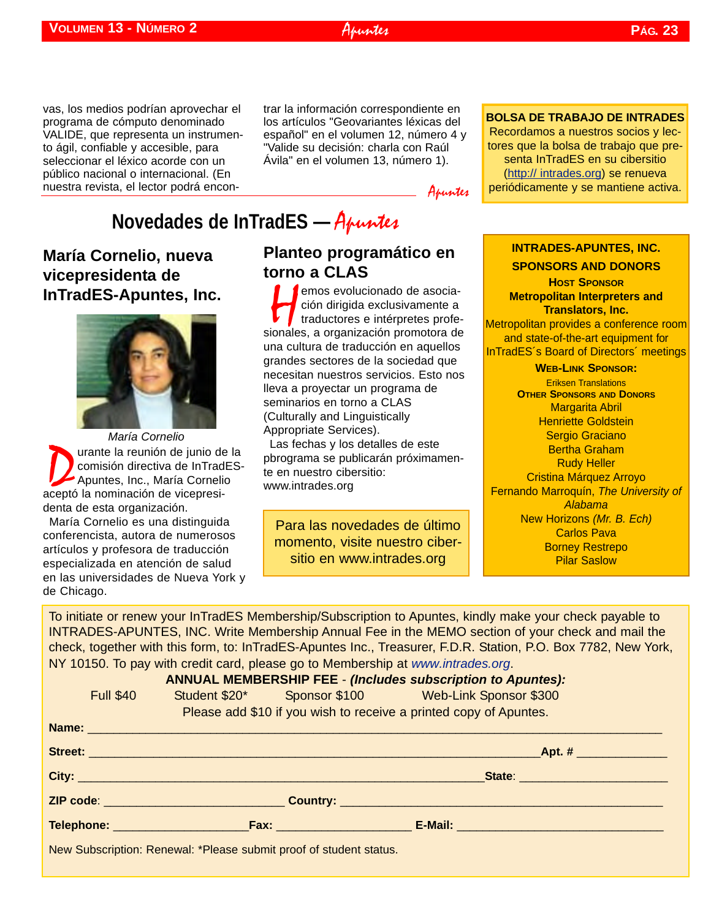vas, los medios podrían aprovechar el programa de cómputo denominado VALIDE, que representa un instrumento ágil, confiable y accesible, para seleccionar el léxico acorde con un público nacional o internacional. (En nuestra revista, el lector podrá encontrar la información correspondiente en los artículos "Geovariantes léxicas del español" en el volumen 12, número 4 y "Valide su decisión: charla con Raúl Ávila" en el volumen 13, número 1).

*Apuntes*

**BOLSA DE TRABAJO DE INTRADES**

Recordamos a nuestros socios y lectores que la bolsa de trabajo que presenta InTradES en su cibersitio (http:// intrades.org) se renueva periódicamente y se mantiene activa.

# Novedades de InTradES — *Apuntes*

## María Cornelio, nueva vicepresidenta de InTradES-Apuntes, Inc.

*María Cornelio*

Durante la reunión de junio de la comisión directiva de InTradES-Apuntes, Inc., María Cornelio aceptó la nominación de vicepresidenta de esta organización.

María Cornelio es una distinguida conferencista, autora de numerosos artículos y profesora de traducción especializada en atención de salud en las universidades de Nueva York y de Chicago.

## Planteo programático en torno a CLAS

Hemos evolucionado de asociación dirigida exclusivamente a traductores e intérpretes profesionales, a organización promotora de una cultura de traducción en aquellos grandes sectores de la sociedad que necesitan nuestros servicios. Esto nos lleva a proyectar un programa de seminarios en torno a CLAS (Culturally and Linguistically Appropriate Services).

Las fechas y los detalles de este pbprograma se publicarán próximamente en nuestro cibersitio: www.intrades.org

Para las novedades de último momento, visite nuestro cibersitio en www.intrades.org

**INTRADES-APUNTES, INC.**

**SPONSORS AND DONORS**

**HOST SPONSOR**

**Metropolitan Interpreters and Translators, Inc.**

Metropolitan provides a conference room and state-of-the-art equipment for InTradES´s Board of Directors´ meetings

**WEB-LINK SPONSOR:**

Eriksen Translations

**OTHER SPONSORS AND DONORS**

Margarita Abril
Henriette Goldstein
Sergio Graciano
Bertha Graham
Rudy Heller
Cristina Márquez Arroyo
Fernando Marroquín, *The University of Alabama*
New Horizons *(Mr. B. Ech)*
Carlos Pava
Borney Restrepo
Pilar Saslow

To initiate or renew your InTradES Membership/Subscription to Apuntes, kindly make your check payable to INTRADES-APUNTES, INC. Write Membership Annual Fee in the MEMO section of your check and mail the check, together with this form, to: InTradES-Apuntes Inc., Treasurer, F.D.R. Station, P.O. Box 7782, New York, NY 10150. To pay with credit card, please go to Membership at *www.intrades.org*.

**ANNUAL MEMBERSHIP FEE** - ***(Includes subscription to Apuntes):***

Full $40 Student $20* Sponsor $100 Web-Link Sponsor $300

Please add $10 if you wish to receive a printed copy of Apuntes.

**Name:** ____________________

**Street:** ____________________ **Apt. #** __________

**City:** ____________________ **State**: __________

**ZIP code**: __________ **Country:** ____________________

**Telephone:** __________ **Fax:** __________ **E-Mail:** __________

New Subscription: Renewal: *Please submit proof of student status.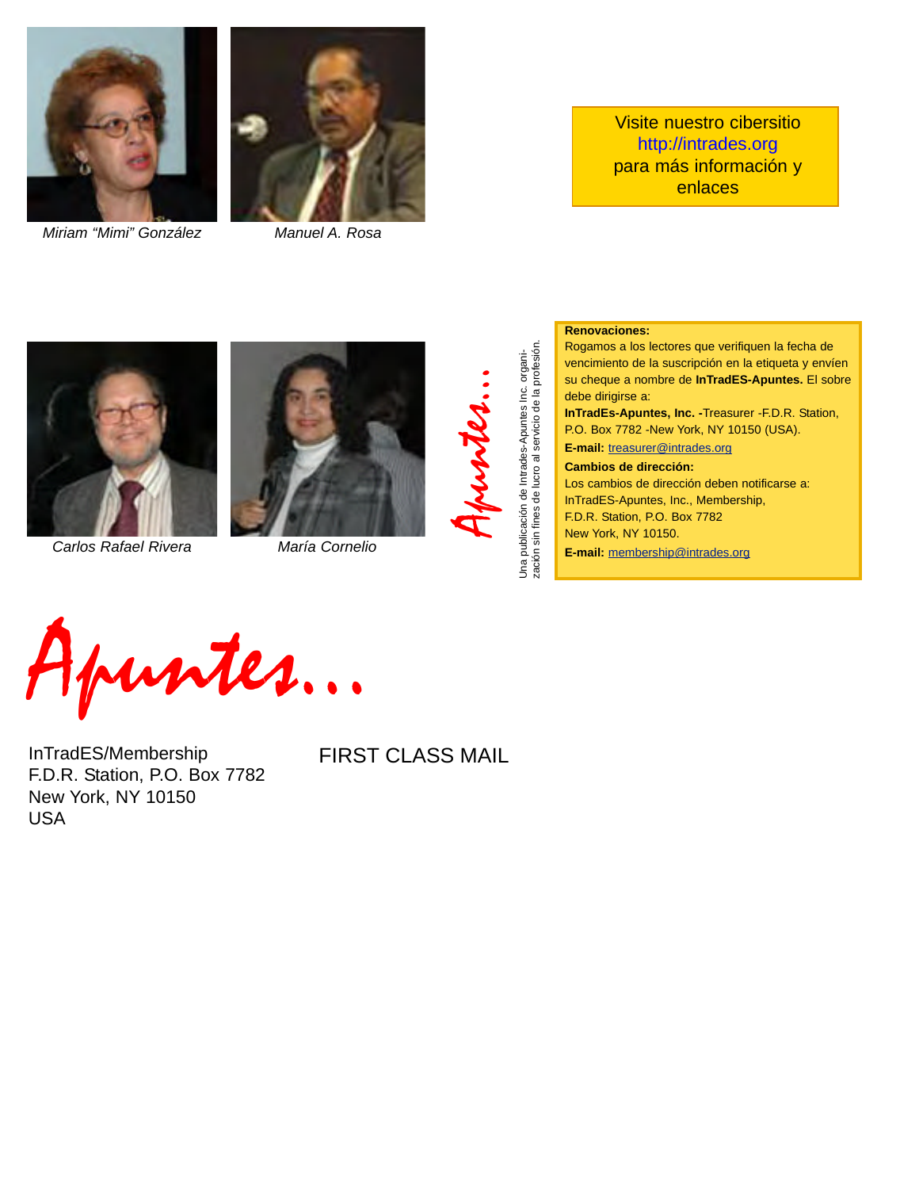*Miriam "Mimi" González*

*Manuel A. Rosa*

Visite nuestro cibersitio
http://intrades.org
para más información y enlaces

*Carlos Rafael Rivera*

*María Cornelio*

Apuntes...

Una publicación de Intrades-Apuntes Inc. organización sin fines de lucro al servicio de la profesión.

**Renovaciones:**
Rogamos a los lectores que verifiquen la fecha de vencimiento de la suscripción en la etiqueta y envíen su cheque a nombre de **InTradES-Apuntes.** El sobre debe dirigirse a:

**InTradEs-Apuntes, Inc. -**Treasurer -F.D.R. Station, P.O. Box 7782 -New York, NY 10150 (USA).

**E-mail:** treasurer@intrades.org

**Cambios de dirección:**
Los cambios de dirección deben notificarse a:
InTradES-Apuntes, Inc., Membership,
F.D.R. Station, P.O. Box 7782
New York, NY 10150.

**E-mail:** membership@intrades.org

Apuntes...

InTradES/Membership
F.D.R. Station, P.O. Box 7782
New York, NY 10150
USA

FIRST CLASS MAIL